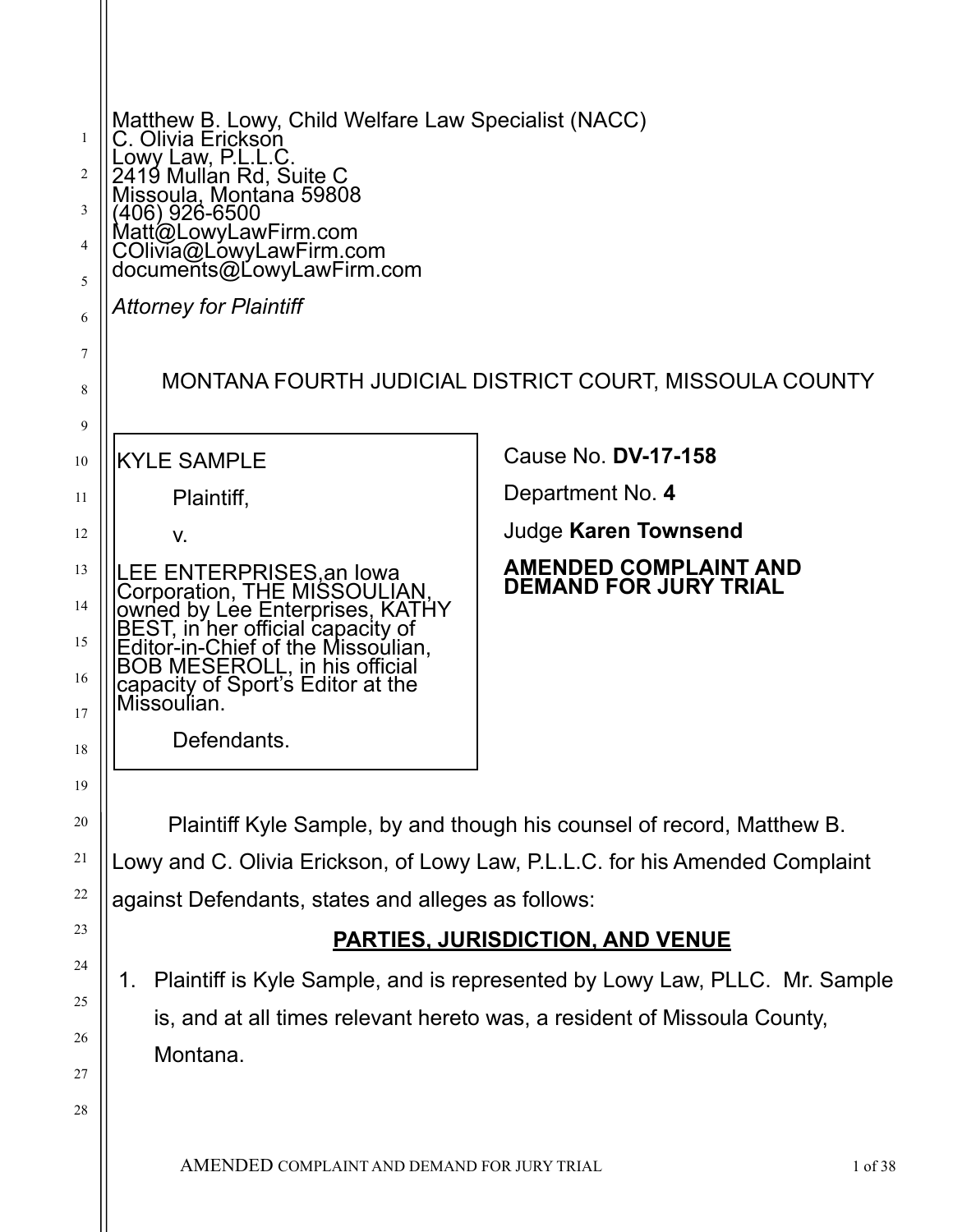Matthew B. Lowy, Child Welfare Law Specialist (NACC)
C. Olivia Erickson
Lowy Law, P.L.L.C.
2419 Mullan Rd, Suite C
Missoula, Montana 59808
(406) 926-6500
Matt@LowyLawFirm.com
COlivia@LowyLawFirm.com
documents@LowyLawFirm.com

*Attorney for Plaintiff*

MONTANA FOURTH JUDICIAL DISTRICT COURT, MISSOULA COUNTY

| | |
|---|---|
| KYLE SAMPLE<br><br>Plaintiff,<br><br>v.<br><br>LEE ENTERPRISES,an Iowa Corporation, THE MISSOULIAN, owned by Lee Enterprises, KATHY BEST, in her official capacity of Editor-in-Chief of the Missoulian, BOB MESEROLL, in his official capacity of Sport's Editor at the Missoulian.<br><br>Defendants. | Cause No. **DV-17-158**<br><br>Department No. **4**<br><br>Judge **Karen Townsend**<br><br>**AMENDED COMPLAINT AND DEMAND FOR JURY TRIAL** |

Plaintiff Kyle Sample, by and though his counsel of record, Matthew B. Lowy and C. Olivia Erickson, of Lowy Law, P.L.L.C. for his Amended Complaint against Defendants, states and alleges as follows:

## PARTIES, JURISDICTION, AND VENUE

1. Plaintiff is Kyle Sample, and is represented by Lowy Law, PLLC. Mr. Sample is, and at all times relevant hereto was, a resident of Missoula County, Montana.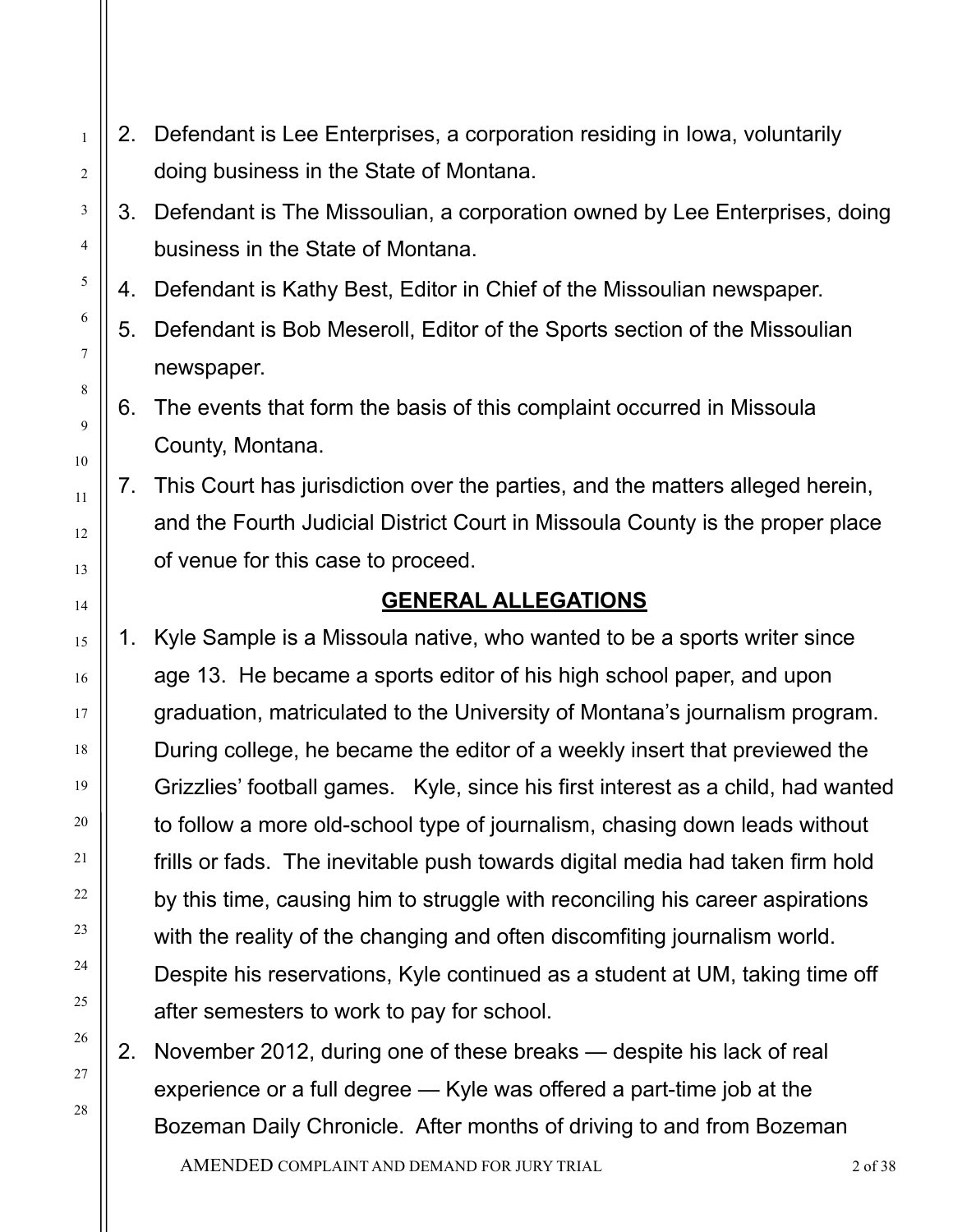2. Defendant is Lee Enterprises, a corporation residing in Iowa, voluntarily doing business in the State of Montana.
3. Defendant is The Missoulian, a corporation owned by Lee Enterprises, doing business in the State of Montana.
4. Defendant is Kathy Best, Editor in Chief of the Missoulian newspaper.
5. Defendant is Bob Meseroll, Editor of the Sports section of the Missoulian newspaper.
6. The events that form the basis of this complaint occurred in Missoula County, Montana.
7. This Court has jurisdiction over the parties, and the matters alleged herein, and the Fourth Judicial District Court in Missoula County is the proper place of venue for this case to proceed.

## GENERAL ALLEGATIONS

1. Kyle Sample is a Missoula native, who wanted to be a sports writer since age 13. He became a sports editor of his high school paper, and upon graduation, matriculated to the University of Montana's journalism program. During college, he became the editor of a weekly insert that previewed the Grizzlies' football games. Kyle, since his first interest as a child, had wanted to follow a more old-school type of journalism, chasing down leads without frills or fads. The inevitable push towards digital media had taken firm hold by this time, causing him to struggle with reconciling his career aspirations with the reality of the changing and often discomfiting journalism world. Despite his reservations, Kyle continued as a student at UM, taking time off after semesters to work to pay for school.
2. November 2012, during one of these breaks — despite his lack of real experience or a full degree — Kyle was offered a part-time job at the Bozeman Daily Chronicle. After months of driving to and from Bozeman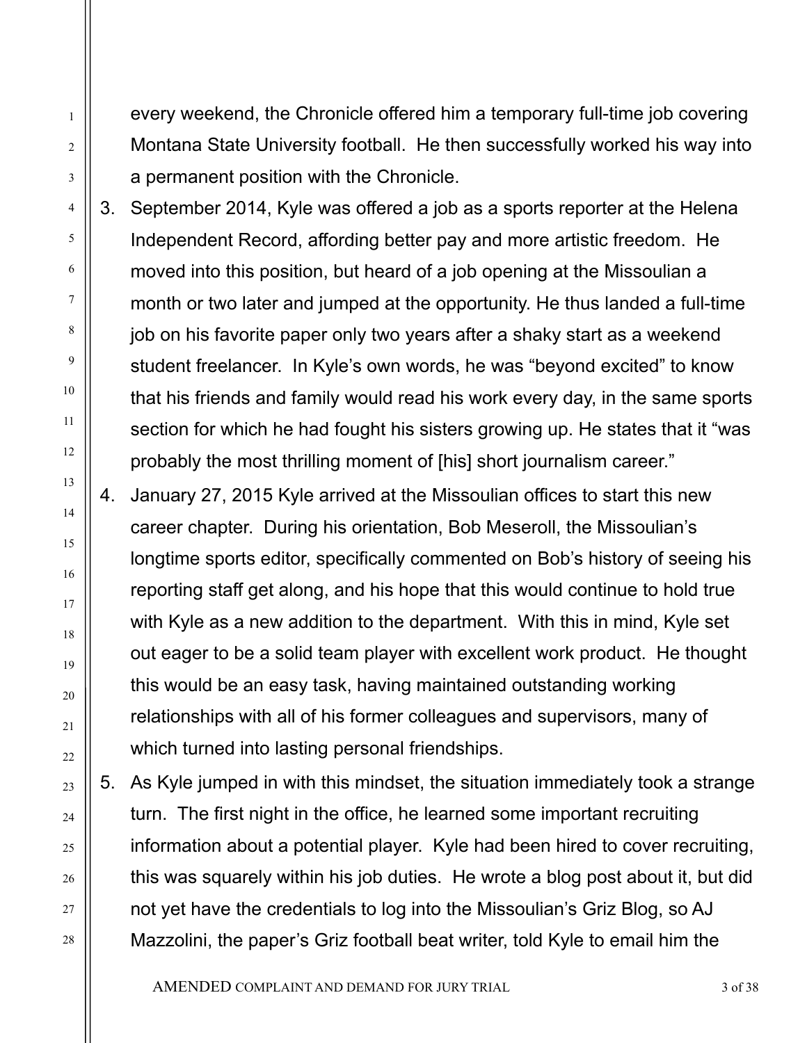every weekend, the Chronicle offered him a temporary full-time job covering Montana State University football. He then successfully worked his way into a permanent position with the Chronicle.

3. September 2014, Kyle was offered a job as a sports reporter at the Helena Independent Record, affording better pay and more artistic freedom. He moved into this position, but heard of a job opening at the Missoulian a month or two later and jumped at the opportunity. He thus landed a full-time job on his favorite paper only two years after a shaky start as a weekend student freelancer. In Kyle's own words, he was "beyond excited" to know that his friends and family would read his work every day, in the same sports section for which he had fought his sisters growing up. He states that it "was probably the most thrilling moment of [his] short journalism career."

4. January 27, 2015 Kyle arrived at the Missoulian offices to start this new career chapter. During his orientation, Bob Meseroll, the Missoulian's longtime sports editor, specifically commented on Bob's history of seeing his reporting staff get along, and his hope that this would continue to hold true with Kyle as a new addition to the department. With this in mind, Kyle set out eager to be a solid team player with excellent work product. He thought this would be an easy task, having maintained outstanding working relationships with all of his former colleagues and supervisors, many of which turned into lasting personal friendships.

5. As Kyle jumped in with this mindset, the situation immediately took a strange turn. The first night in the office, he learned some important recruiting information about a potential player. Kyle had been hired to cover recruiting, this was squarely within his job duties. He wrote a blog post about it, but did not yet have the credentials to log into the Missoulian's Griz Blog, so AJ Mazzolini, the paper's Griz football beat writer, told Kyle to email him the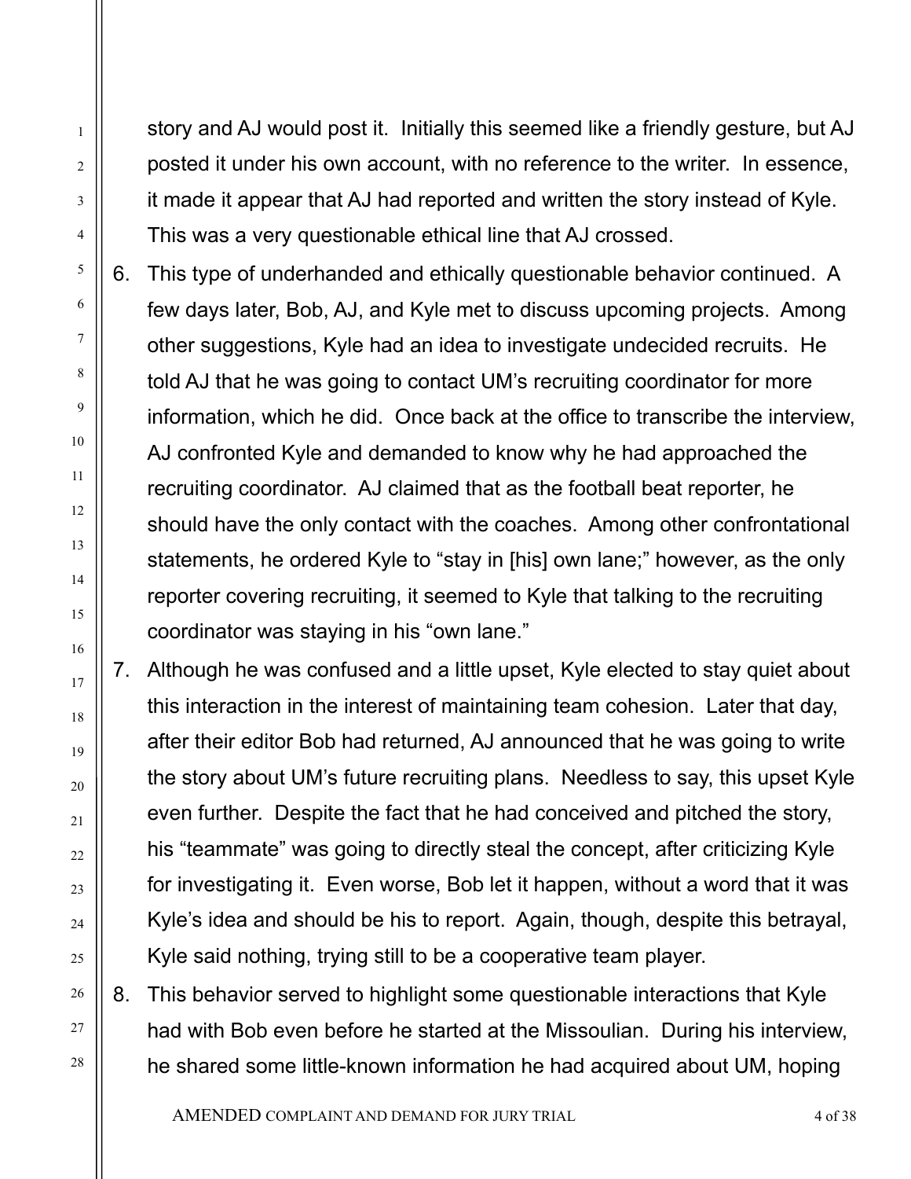story and AJ would post it. Initially this seemed like a friendly gesture, but AJ posted it under his own account, with no reference to the writer. In essence, it made it appear that AJ had reported and written the story instead of Kyle. This was a very questionable ethical line that AJ crossed.

6. This type of underhanded and ethically questionable behavior continued. A few days later, Bob, AJ, and Kyle met to discuss upcoming projects. Among other suggestions, Kyle had an idea to investigate undecided recruits. He told AJ that he was going to contact UM's recruiting coordinator for more information, which he did. Once back at the office to transcribe the interview, AJ confronted Kyle and demanded to know why he had approached the recruiting coordinator. AJ claimed that as the football beat reporter, he should have the only contact with the coaches. Among other confrontational statements, he ordered Kyle to "stay in [his] own lane;" however, as the only reporter covering recruiting, it seemed to Kyle that talking to the recruiting coordinator was staying in his "own lane."
7. Although he was confused and a little upset, Kyle elected to stay quiet about this interaction in the interest of maintaining team cohesion. Later that day, after their editor Bob had returned, AJ announced that he was going to write the story about UM's future recruiting plans. Needless to say, this upset Kyle even further. Despite the fact that he had conceived and pitched the story, his "teammate" was going to directly steal the concept, after criticizing Kyle for investigating it. Even worse, Bob let it happen, without a word that it was Kyle's idea and should be his to report. Again, though, despite this betrayal, Kyle said nothing, trying still to be a cooperative team player.
8. This behavior served to highlight some questionable interactions that Kyle had with Bob even before he started at the Missoulian. During his interview, he shared some little-known information he had acquired about UM, hoping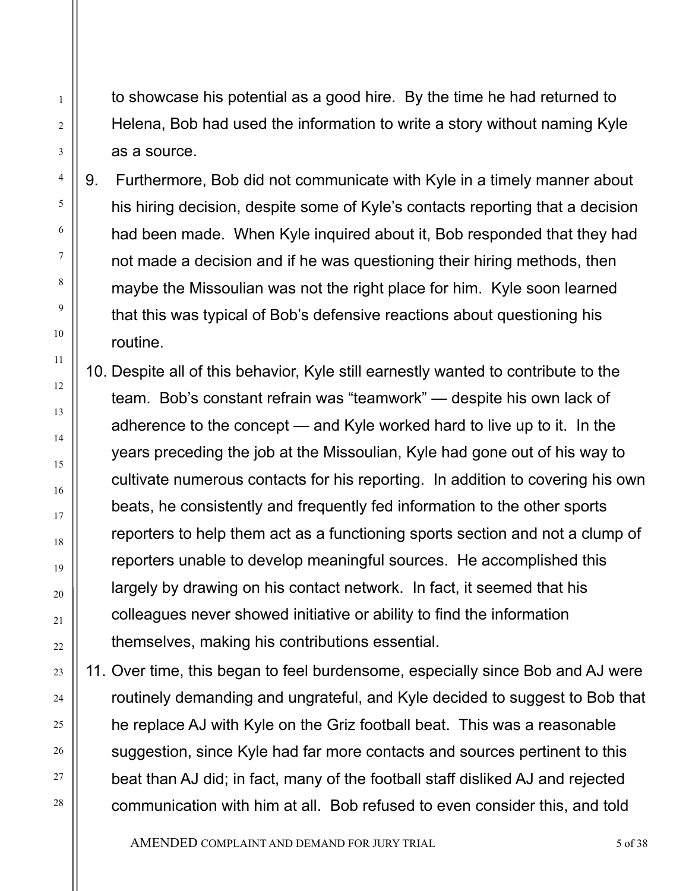to showcase his potential as a good hire. By the time he had returned to Helena, Bob had used the information to write a story without naming Kyle as a source.

9. Furthermore, Bob did not communicate with Kyle in a timely manner about his hiring decision, despite some of Kyle's contacts reporting that a decision had been made. When Kyle inquired about it, Bob responded that they had not made a decision and if he was questioning their hiring methods, then maybe the Missoulian was not the right place for him. Kyle soon learned that this was typical of Bob's defensive reactions about questioning his routine.

10. Despite all of this behavior, Kyle still earnestly wanted to contribute to the team. Bob's constant refrain was "teamwork" — despite his own lack of adherence to the concept — and Kyle worked hard to live up to it. In the years preceding the job at the Missoulian, Kyle had gone out of his way to cultivate numerous contacts for his reporting. In addition to covering his own beats, he consistently and frequently fed information to the other sports reporters to help them act as a functioning sports section and not a clump of reporters unable to develop meaningful sources. He accomplished this largely by drawing on his contact network. In fact, it seemed that his colleagues never showed initiative or ability to find the information themselves, making his contributions essential.

11. Over time, this began to feel burdensome, especially since Bob and AJ were routinely demanding and ungrateful, and Kyle decided to suggest to Bob that he replace AJ with Kyle on the Griz football beat. This was a reasonable suggestion, since Kyle had far more contacts and sources pertinent to this beat than AJ did; in fact, many of the football staff disliked AJ and rejected communication with him at all. Bob refused to even consider this, and told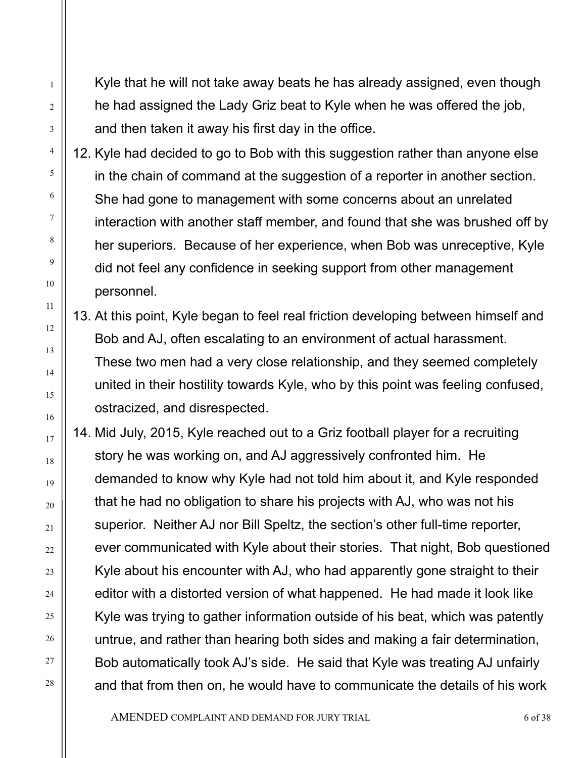Kyle that he will not take away beats he has already assigned, even though he had assigned the Lady Griz beat to Kyle when he was offered the job, and then taken it away his first day in the office.

12. Kyle had decided to go to Bob with this suggestion rather than anyone else in the chain of command at the suggestion of a reporter in another section. She had gone to management with some concerns about an unrelated interaction with another staff member, and found that she was brushed off by her superiors. Because of her experience, when Bob was unreceptive, Kyle did not feel any confidence in seeking support from other management personnel.
13. At this point, Kyle began to feel real friction developing between himself and Bob and AJ, often escalating to an environment of actual harassment. These two men had a very close relationship, and they seemed completely united in their hostility towards Kyle, who by this point was feeling confused, ostracized, and disrespected.
14. Mid July, 2015, Kyle reached out to a Griz football player for a recruiting story he was working on, and AJ aggressively confronted him. He demanded to know why Kyle had not told him about it, and Kyle responded that he had no obligation to share his projects with AJ, who was not his superior. Neither AJ nor Bill Speltz, the section's other full-time reporter, ever communicated with Kyle about their stories. That night, Bob questioned Kyle about his encounter with AJ, who had apparently gone straight to their editor with a distorted version of what happened. He had made it look like Kyle was trying to gather information outside of his beat, which was patently untrue, and rather than hearing both sides and making a fair determination, Bob automatically took AJ's side. He said that Kyle was treating AJ unfairly and that from then on, he would have to communicate the details of his work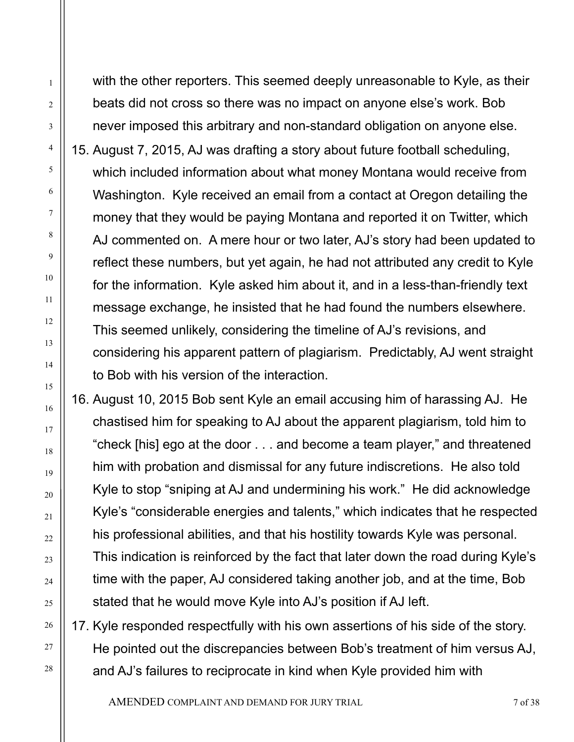with the other reporters. This seemed deeply unreasonable to Kyle, as their beats did not cross so there was no impact on anyone else's work. Bob never imposed this arbitrary and non-standard obligation on anyone else.

15. August 7, 2015, AJ was drafting a story about future football scheduling, which included information about what money Montana would receive from Washington. Kyle received an email from a contact at Oregon detailing the money that they would be paying Montana and reported it on Twitter, which AJ commented on. A mere hour or two later, AJ's story had been updated to reflect these numbers, but yet again, he had not attributed any credit to Kyle for the information. Kyle asked him about it, and in a less-than-friendly text message exchange, he insisted that he had found the numbers elsewhere. This seemed unlikely, considering the timeline of AJ's revisions, and considering his apparent pattern of plagiarism. Predictably, AJ went straight to Bob with his version of the interaction.

16. August 10, 2015 Bob sent Kyle an email accusing him of harassing AJ. He chastised him for speaking to AJ about the apparent plagiarism, told him to "check [his] ego at the door . . . and become a team player," and threatened him with probation and dismissal for any future indiscretions. He also told Kyle to stop "sniping at AJ and undermining his work." He did acknowledge Kyle's "considerable energies and talents," which indicates that he respected his professional abilities, and that his hostility towards Kyle was personal. This indication is reinforced by the fact that later down the road during Kyle's time with the paper, AJ considered taking another job, and at the time, Bob stated that he would move Kyle into AJ's position if AJ left.

17. Kyle responded respectfully with his own assertions of his side of the story. He pointed out the discrepancies between Bob's treatment of him versus AJ, and AJ's failures to reciprocate in kind when Kyle provided him with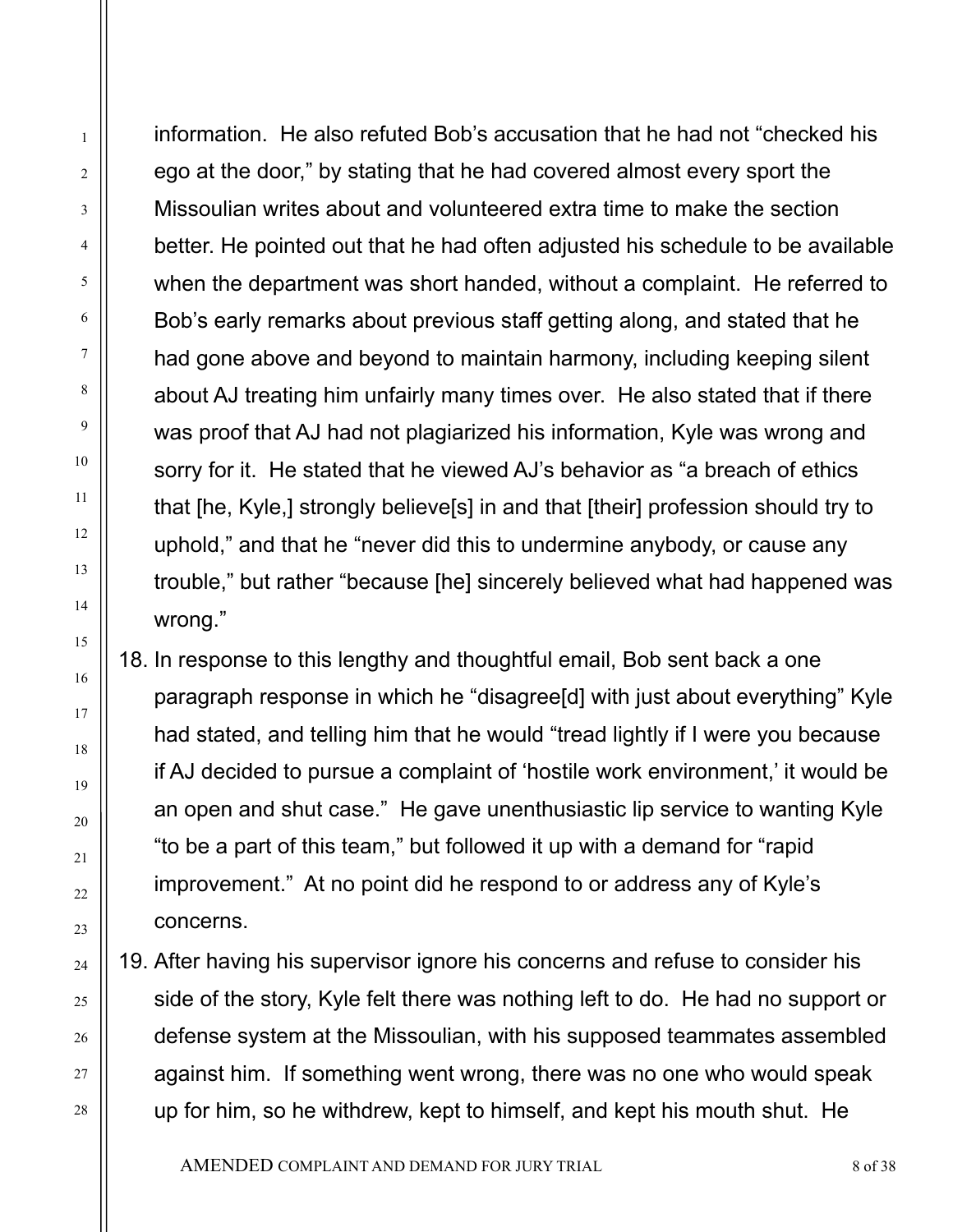information. He also refuted Bob's accusation that he had not "checked his ego at the door," by stating that he had covered almost every sport the Missoulian writes about and volunteered extra time to make the section better. He pointed out that he had often adjusted his schedule to be available when the department was short handed, without a complaint. He referred to Bob's early remarks about previous staff getting along, and stated that he had gone above and beyond to maintain harmony, including keeping silent about AJ treating him unfairly many times over. He also stated that if there was proof that AJ had not plagiarized his information, Kyle was wrong and sorry for it. He stated that he viewed AJ's behavior as "a breach of ethics that [he, Kyle,] strongly believe[s] in and that [their] profession should try to uphold," and that he "never did this to undermine anybody, or cause any trouble," but rather "because [he] sincerely believed what had happened was wrong."

18. In response to this lengthy and thoughtful email, Bob sent back a one paragraph response in which he "disagree[d] with just about everything" Kyle had stated, and telling him that he would "tread lightly if I were you because if AJ decided to pursue a complaint of 'hostile work environment,' it would be an open and shut case." He gave unenthusiastic lip service to wanting Kyle "to be a part of this team," but followed it up with a demand for "rapid improvement." At no point did he respond to or address any of Kyle's concerns.

19. After having his supervisor ignore his concerns and refuse to consider his side of the story, Kyle felt there was nothing left to do. He had no support or defense system at the Missoulian, with his supposed teammates assembled against him. If something went wrong, there was no one who would speak up for him, so he withdrew, kept to himself, and kept his mouth shut. He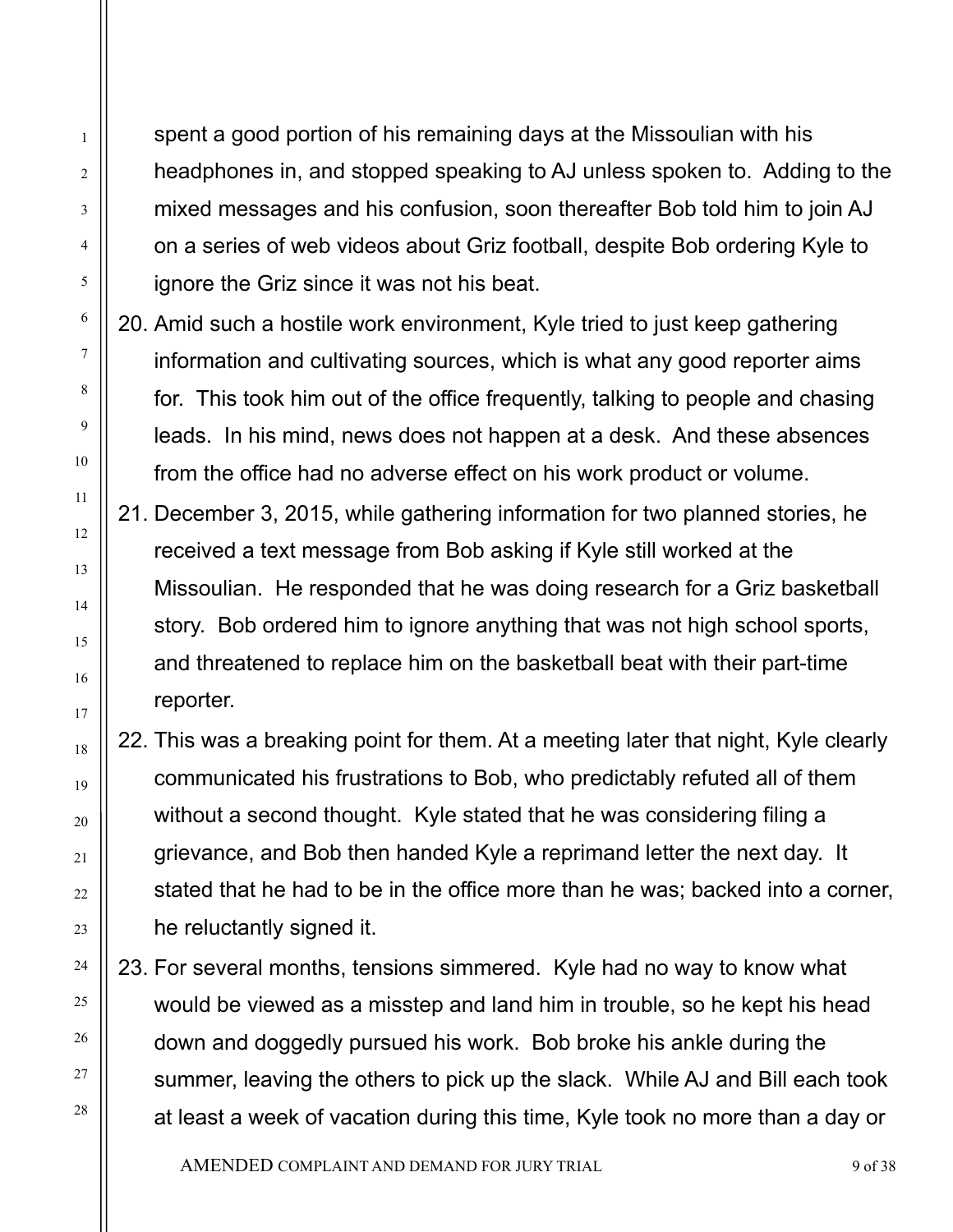spent a good portion of his remaining days at the Missoulian with his headphones in, and stopped speaking to AJ unless spoken to. Adding to the mixed messages and his confusion, soon thereafter Bob told him to join AJ on a series of web videos about Griz football, despite Bob ordering Kyle to ignore the Griz since it was not his beat.

20. Amid such a hostile work environment, Kyle tried to just keep gathering information and cultivating sources, which is what any good reporter aims for. This took him out of the office frequently, talking to people and chasing leads. In his mind, news does not happen at a desk. And these absences from the office had no adverse effect on his work product or volume.

21. December 3, 2015, while gathering information for two planned stories, he received a text message from Bob asking if Kyle still worked at the Missoulian. He responded that he was doing research for a Griz basketball story. Bob ordered him to ignore anything that was not high school sports, and threatened to replace him on the basketball beat with their part-time reporter.

22. This was a breaking point for them. At a meeting later that night, Kyle clearly communicated his frustrations to Bob, who predictably refuted all of them without a second thought. Kyle stated that he was considering filing a grievance, and Bob then handed Kyle a reprimand letter the next day. It stated that he had to be in the office more than he was; backed into a corner, he reluctantly signed it.

23. For several months, tensions simmered. Kyle had no way to know what would be viewed as a misstep and land him in trouble, so he kept his head down and doggedly pursued his work. Bob broke his ankle during the summer, leaving the others to pick up the slack. While AJ and Bill each took at least a week of vacation during this time, Kyle took no more than a day or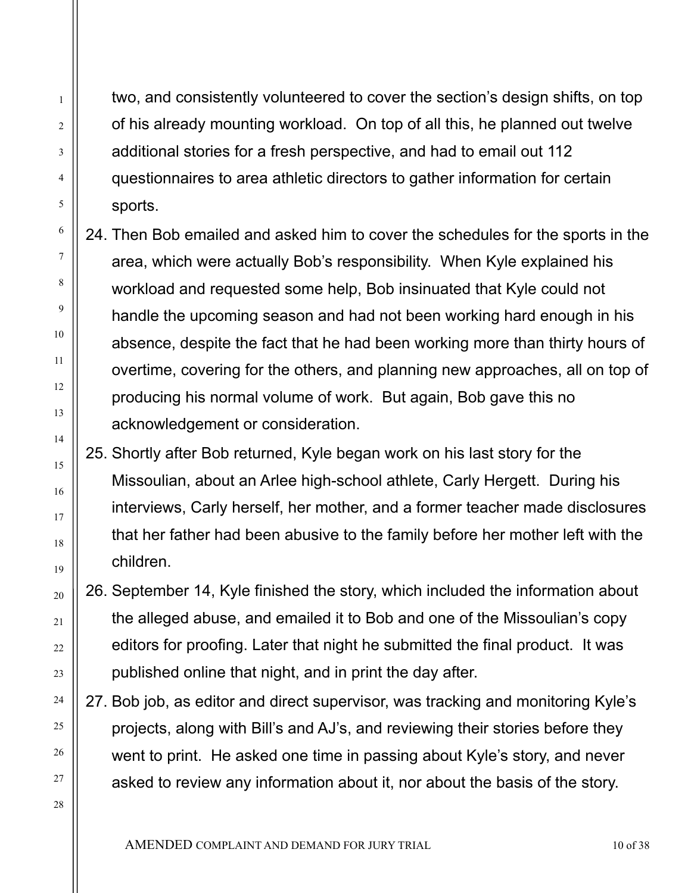two, and consistently volunteered to cover the section's design shifts, on top of his already mounting workload. On top of all this, he planned out twelve additional stories for a fresh perspective, and had to email out 112 questionnaires to area athletic directors to gather information for certain sports.

24. Then Bob emailed and asked him to cover the schedules for the sports in the area, which were actually Bob's responsibility. When Kyle explained his workload and requested some help, Bob insinuated that Kyle could not handle the upcoming season and had not been working hard enough in his absence, despite the fact that he had been working more than thirty hours of overtime, covering for the others, and planning new approaches, all on top of producing his normal volume of work. But again, Bob gave this no acknowledgement or consideration.
25. Shortly after Bob returned, Kyle began work on his last story for the Missoulian, about an Arlee high-school athlete, Carly Hergett. During his interviews, Carly herself, her mother, and a former teacher made disclosures that her father had been abusive to the family before her mother left with the children.
26. September 14, Kyle finished the story, which included the information about the alleged abuse, and emailed it to Bob and one of the Missoulian's copy editors for proofing. Later that night he submitted the final product. It was published online that night, and in print the day after.
27. Bob job, as editor and direct supervisor, was tracking and monitoring Kyle's projects, along with Bill's and AJ's, and reviewing their stories before they went to print. He asked one time in passing about Kyle's story, and never asked to review any information about it, nor about the basis of the story.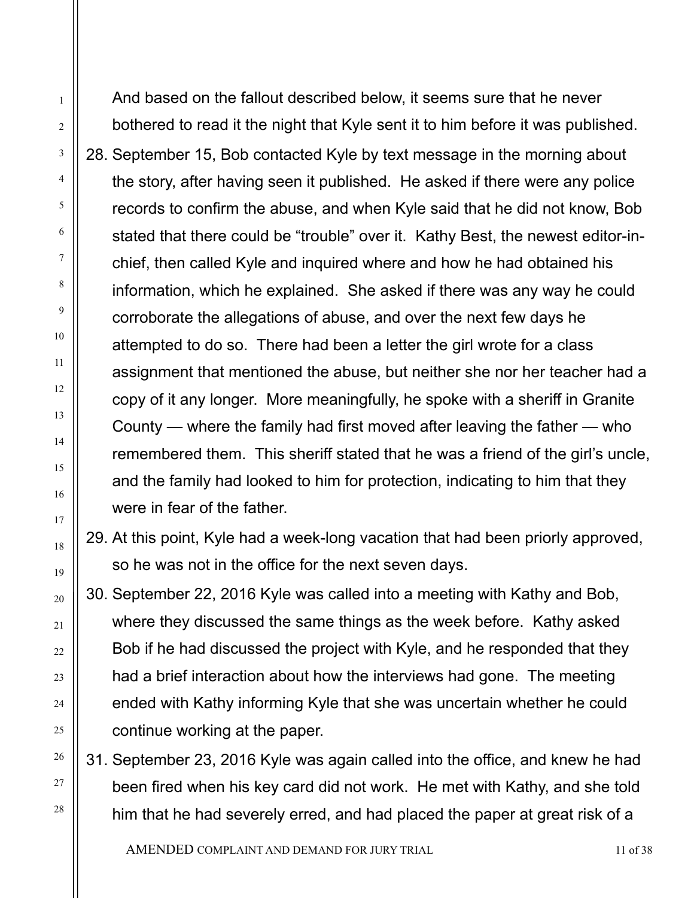And based on the fallout described below, it seems sure that he never bothered to read it the night that Kyle sent it to him before it was published.

28. September 15, Bob contacted Kyle by text message in the morning about the story, after having seen it published. He asked if there were any police records to confirm the abuse, and when Kyle said that he did not know, Bob stated that there could be “trouble” over it. Kathy Best, the newest editor-in-chief, then called Kyle and inquired where and how he had obtained his information, which he explained. She asked if there was any way he could corroborate the allegations of abuse, and over the next few days he attempted to do so. There had been a letter the girl wrote for a class assignment that mentioned the abuse, but neither she nor her teacher had a copy of it any longer. More meaningfully, he spoke with a sheriff in Granite County — where the family had first moved after leaving the father — who remembered them. This sheriff stated that he was a friend of the girl’s uncle, and the family had looked to him for protection, indicating to him that they were in fear of the father.

29. At this point, Kyle had a week-long vacation that had been priorly approved, so he was not in the office for the next seven days.

30. September 22, 2016 Kyle was called into a meeting with Kathy and Bob, where they discussed the same things as the week before. Kathy asked Bob if he had discussed the project with Kyle, and he responded that they had a brief interaction about how the interviews had gone. The meeting ended with Kathy informing Kyle that she was uncertain whether he could continue working at the paper.

31. September 23, 2016 Kyle was again called into the office, and knew he had been fired when his key card did not work. He met with Kathy, and she told him that he had severely erred, and had placed the paper at great risk of a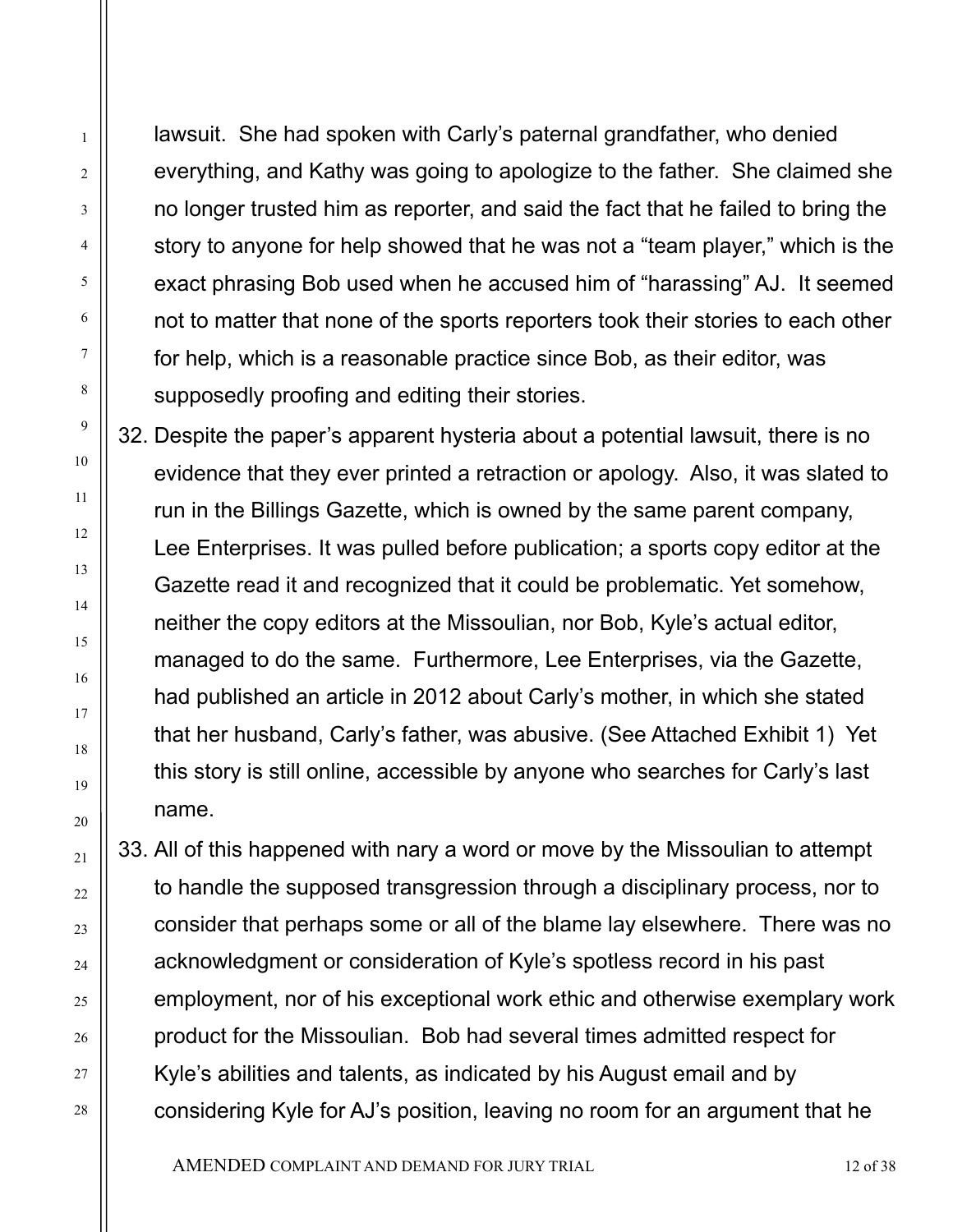lawsuit. She had spoken with Carly's paternal grandfather, who denied everything, and Kathy was going to apologize to the father. She claimed she no longer trusted him as reporter, and said the fact that he failed to bring the story to anyone for help showed that he was not a "team player," which is the exact phrasing Bob used when he accused him of "harassing" AJ. It seemed not to matter that none of the sports reporters took their stories to each other for help, which is a reasonable practice since Bob, as their editor, was supposedly proofing and editing their stories.

32. Despite the paper's apparent hysteria about a potential lawsuit, there is no evidence that they ever printed a retraction or apology. Also, it was slated to run in the Billings Gazette, which is owned by the same parent company, Lee Enterprises. It was pulled before publication; a sports copy editor at the Gazette read it and recognized that it could be problematic. Yet somehow, neither the copy editors at the Missoulian, nor Bob, Kyle's actual editor, managed to do the same. Furthermore, Lee Enterprises, via the Gazette, had published an article in 2012 about Carly's mother, in which she stated that her husband, Carly's father, was abusive. (See Attached Exhibit 1) Yet this story is still online, accessible by anyone who searches for Carly's last name.

33. All of this happened with nary a word or move by the Missoulian to attempt to handle the supposed transgression through a disciplinary process, nor to consider that perhaps some or all of the blame lay elsewhere. There was no acknowledgment or consideration of Kyle's spotless record in his past employment, nor of his exceptional work ethic and otherwise exemplary work product for the Missoulian. Bob had several times admitted respect for Kyle's abilities and talents, as indicated by his August email and by considering Kyle for AJ's position, leaving no room for an argument that he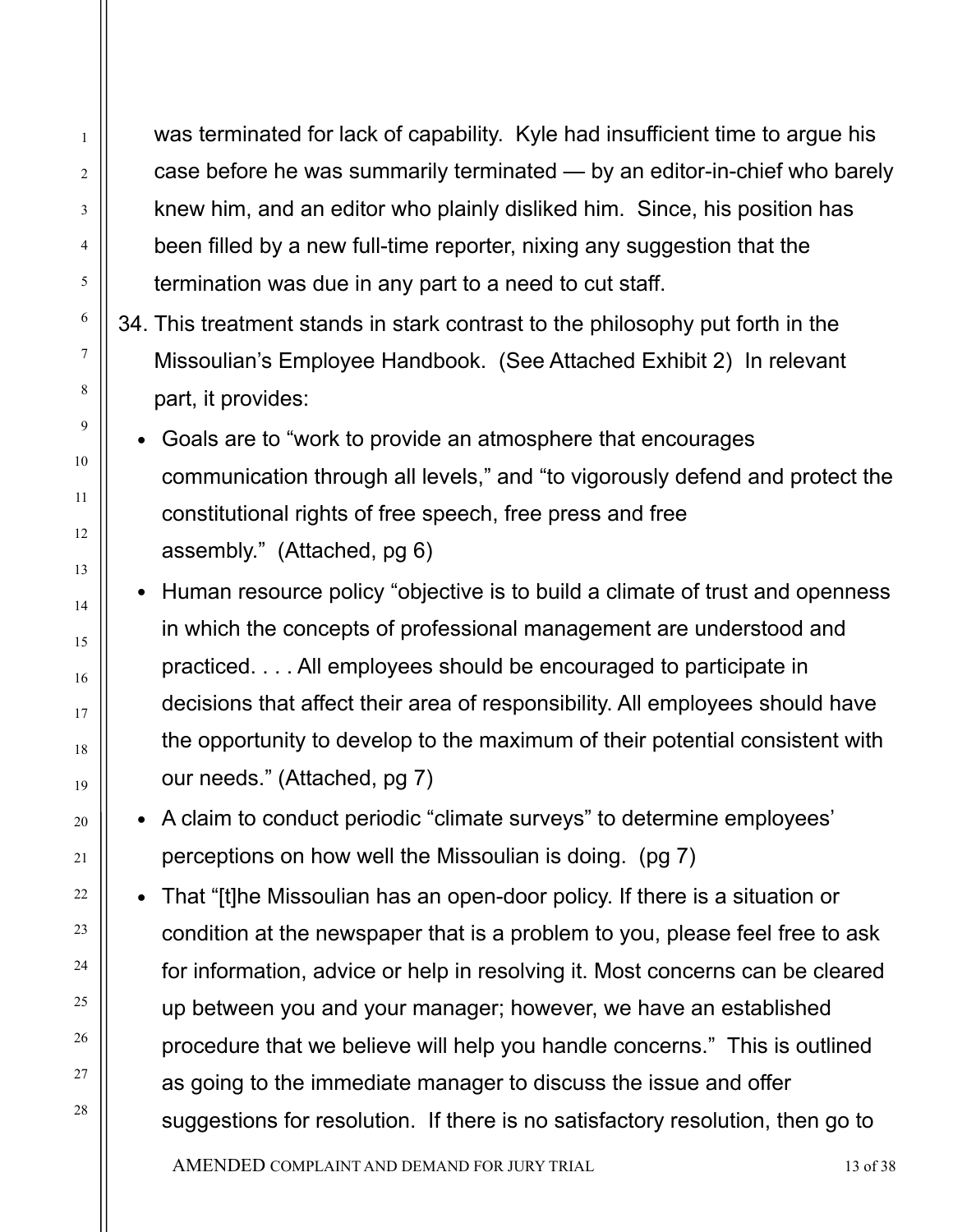was terminated for lack of capability. Kyle had insufficient time to argue his case before he was summarily terminated — by an editor-in-chief who barely knew him, and an editor who plainly disliked him. Since, his position has been filled by a new full-time reporter, nixing any suggestion that the termination was due in any part to a need to cut staff.

34. This treatment stands in stark contrast to the philosophy put forth in the Missoulian's Employee Handbook. (See Attached Exhibit 2) In relevant part, it provides:

- Goals are to "work to provide an atmosphere that encourages communication through all levels," and "to vigorously defend and protect the constitutional rights of free speech, free press and free assembly." (Attached, pg 6)
- Human resource policy "objective is to build a climate of trust and openness in which the concepts of professional management are understood and practiced. . . . All employees should be encouraged to participate in decisions that affect their area of responsibility. All employees should have the opportunity to develop to the maximum of their potential consistent with our needs." (Attached, pg 7)
- A claim to conduct periodic "climate surveys" to determine employees' perceptions on how well the Missoulian is doing. (pg 7)
- That "[t]he Missoulian has an open-door policy. If there is a situation or condition at the newspaper that is a problem to you, please feel free to ask for information, advice or help in resolving it. Most concerns can be cleared up between you and your manager; however, we have an established procedure that we believe will help you handle concerns." This is outlined as going to the immediate manager to discuss the issue and offer suggestions for resolution. If there is no satisfactory resolution, then go to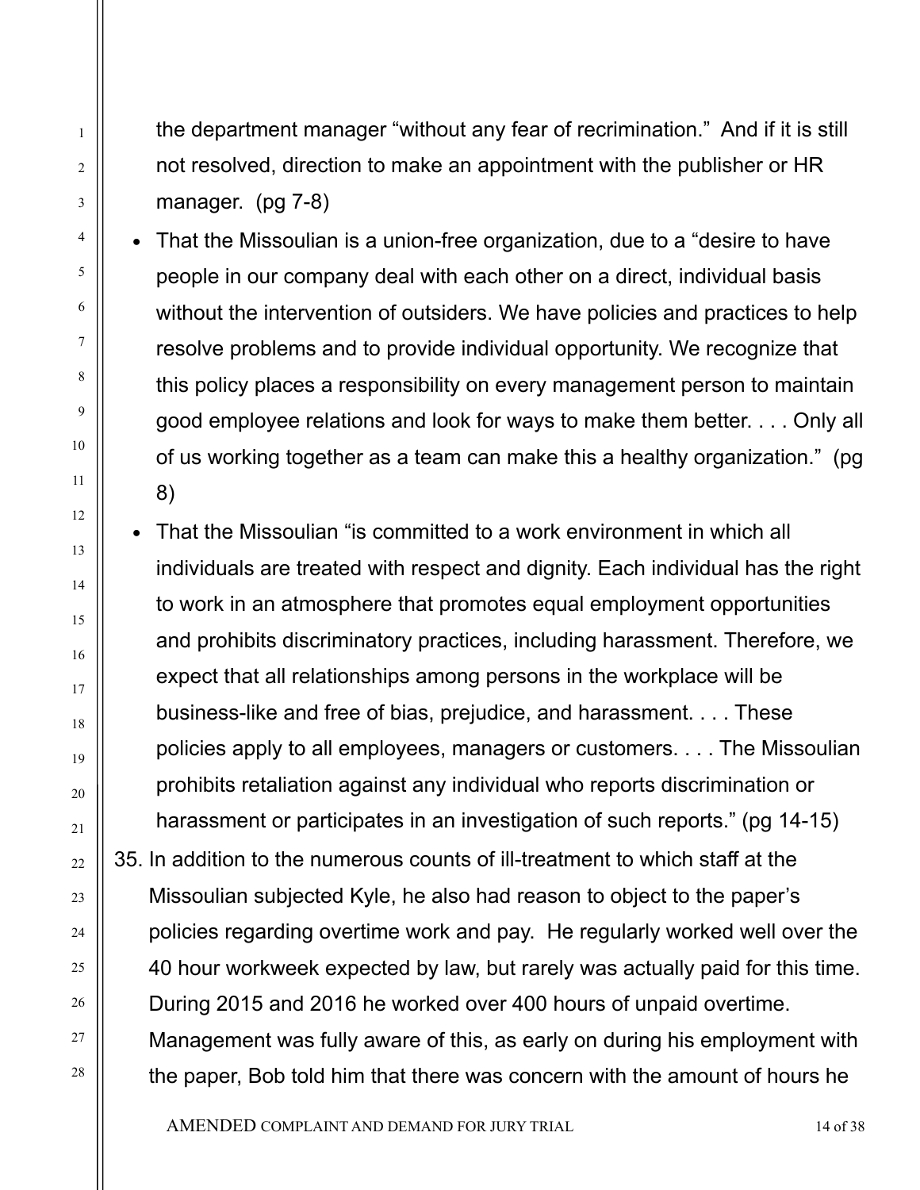the department manager "without any fear of recrimination." And if it is still not resolved, direction to make an appointment with the publisher or HR manager. (pg 7-8)

- That the Missoulian is a union-free organization, due to a "desire to have people in our company deal with each other on a direct, individual basis without the intervention of outsiders. We have policies and practices to help resolve problems and to provide individual opportunity. We recognize that this policy places a responsibility on every management person to maintain good employee relations and look for ways to make them better. . . . Only all of us working together as a team can make this a healthy organization." (pg 8)
- That the Missoulian "is committed to a work environment in which all individuals are treated with respect and dignity. Each individual has the right to work in an atmosphere that promotes equal employment opportunities and prohibits discriminatory practices, including harassment. Therefore, we expect that all relationships among persons in the workplace will be business-like and free of bias, prejudice, and harassment. . . . These policies apply to all employees, managers or customers. . . . The Missoulian prohibits retaliation against any individual who reports discrimination or harassment or participates in an investigation of such reports." (pg 14-15)

35. In addition to the numerous counts of ill-treatment to which staff at the Missoulian subjected Kyle, he also had reason to object to the paper's policies regarding overtime work and pay. He regularly worked well over the 40 hour workweek expected by law, but rarely was actually paid for this time. During 2015 and 2016 he worked over 400 hours of unpaid overtime. Management was fully aware of this, as early on during his employment with the paper, Bob told him that there was concern with the amount of hours he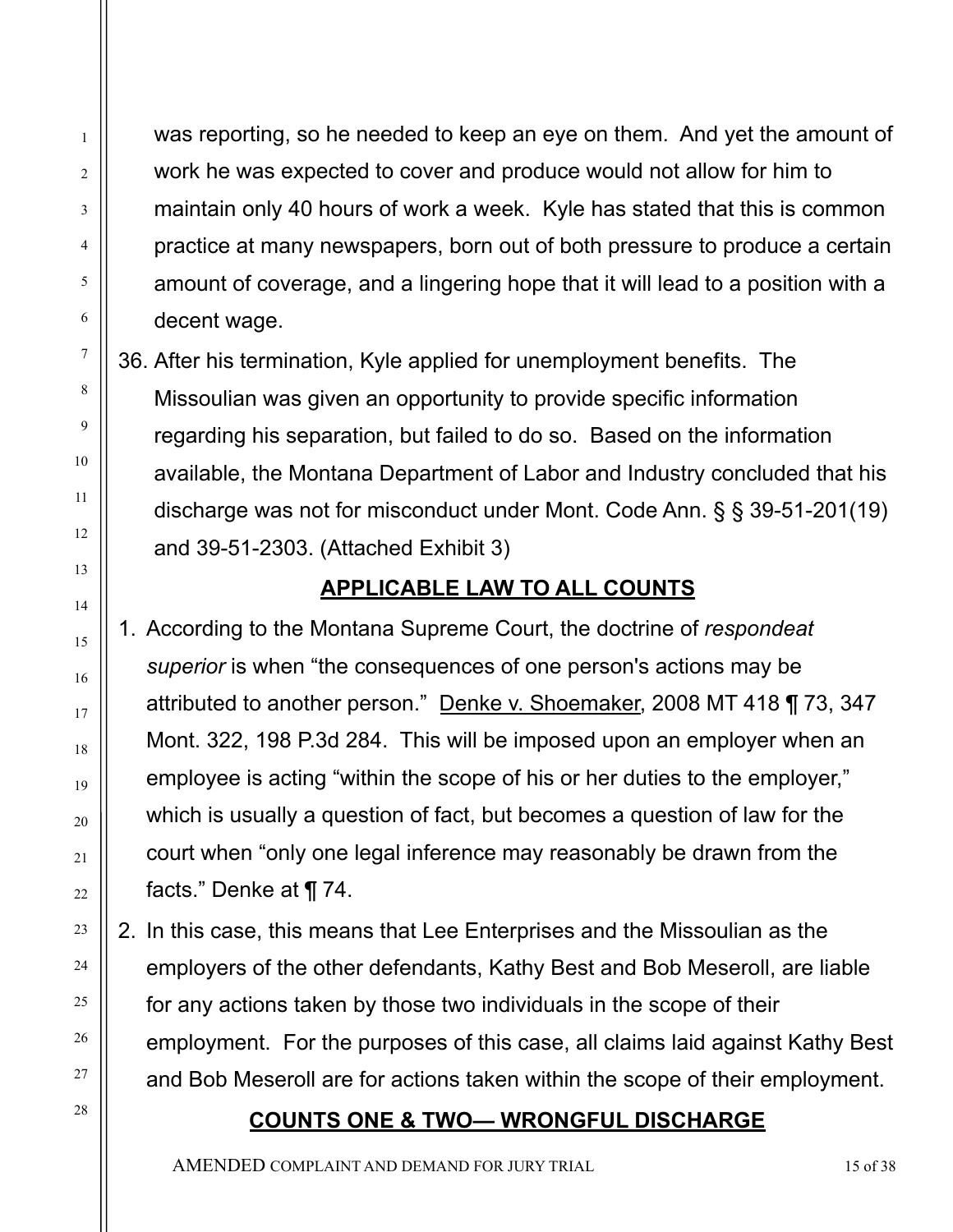was reporting, so he needed to keep an eye on them. And yet the amount of work he was expected to cover and produce would not allow for him to maintain only 40 hours of work a week. Kyle has stated that this is common practice at many newspapers, born out of both pressure to produce a certain amount of coverage, and a lingering hope that it will lead to a position with a decent wage.

36. After his termination, Kyle applied for unemployment benefits. The Missoulian was given an opportunity to provide specific information regarding his separation, but failed to do so. Based on the information available, the Montana Department of Labor and Industry concluded that his discharge was not for misconduct under Mont. Code Ann. § § 39-51-201(19) and 39-51-2303. (Attached Exhibit 3)

## APPLICABLE LAW TO ALL COUNTS

1. According to the Montana Supreme Court, the doctrine of *respondeat superior* is when "the consequences of one person's actions may be attributed to another person." Denke v. Shoemaker, 2008 MT 418 ¶ 73, 347 Mont. 322, 198 P.3d 284. This will be imposed upon an employer when an employee is acting "within the scope of his or her duties to the employer," which is usually a question of fact, but becomes a question of law for the court when "only one legal inference may reasonably be drawn from the facts." Denke at ¶ 74.

2. In this case, this means that Lee Enterprises and the Missoulian as the employers of the other defendants, Kathy Best and Bob Meseroll, are liable for any actions taken by those two individuals in the scope of their employment. For the purposes of this case, all claims laid against Kathy Best and Bob Meseroll are for actions taken within the scope of their employment.

## COUNTS ONE & TWO— WRONGFUL DISCHARGE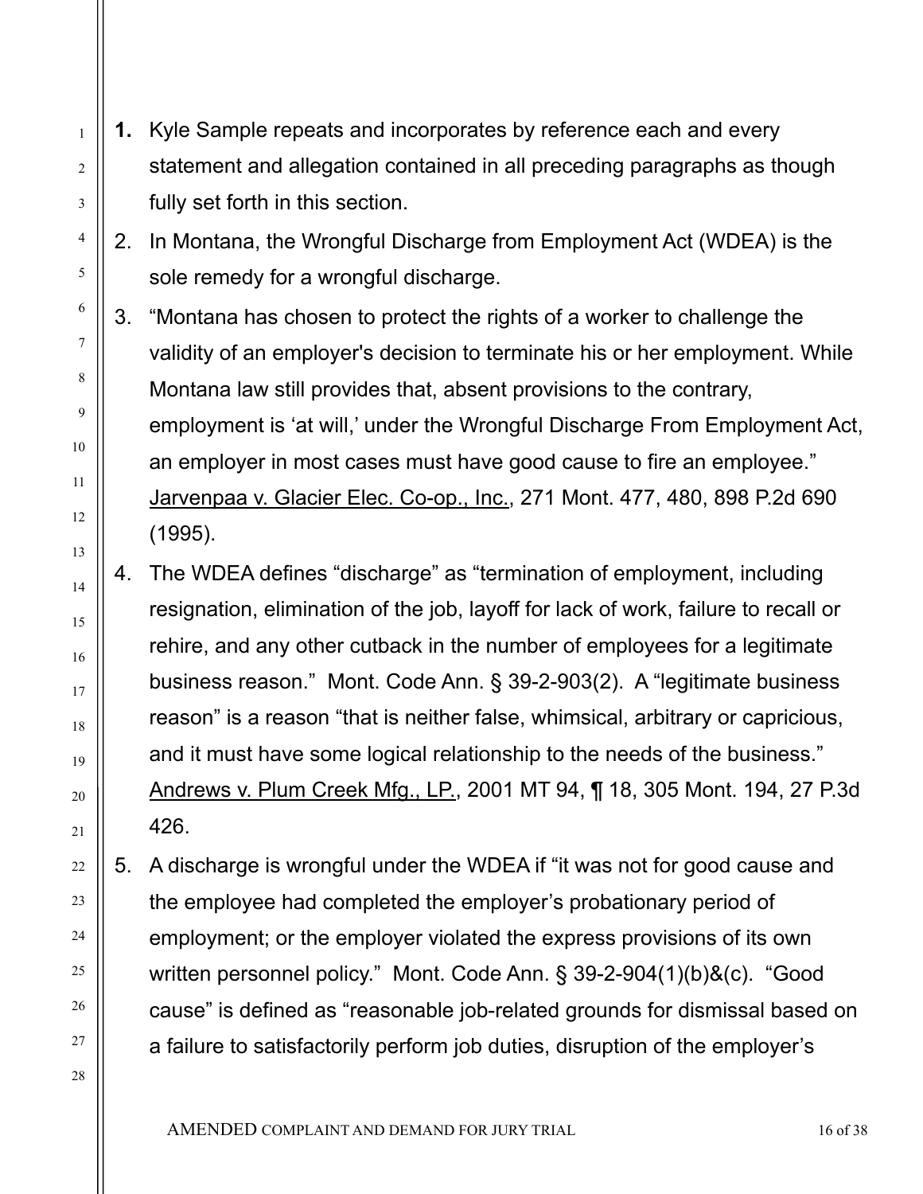1. Kyle Sample repeats and incorporates by reference each and every statement and allegation contained in all preceding paragraphs as though fully set forth in this section.
2. In Montana, the Wrongful Discharge from Employment Act (WDEA) is the sole remedy for a wrongful discharge.
3. "Montana has chosen to protect the rights of a worker to challenge the validity of an employer's decision to terminate his or her employment. While Montana law still provides that, absent provisions to the contrary, employment is 'at will,' under the Wrongful Discharge From Employment Act, an employer in most cases must have good cause to fire an employee." Jarvenpaa v. Glacier Elec. Co-op., Inc., 271 Mont. 477, 480, 898 P.2d 690 (1995).
4. The WDEA defines "discharge" as "termination of employment, including resignation, elimination of the job, layoff for lack of work, failure to recall or rehire, and any other cutback in the number of employees for a legitimate business reason." Mont. Code Ann. § 39-2-903(2). A "legitimate business reason" is a reason "that is neither false, whimsical, arbitrary or capricious, and it must have some logical relationship to the needs of the business." Andrews v. Plum Creek Mfg., LP., 2001 MT 94, ¶ 18, 305 Mont. 194, 27 P.3d 426.
5. A discharge is wrongful under the WDEA if "it was not for good cause and the employee had completed the employer's probationary period of employment; or the employer violated the express provisions of its own written personnel policy." Mont. Code Ann. § 39-2-904(1)(b)&(c). "Good cause" is defined as "reasonable job-related grounds for dismissal based on a failure to satisfactorily perform job duties, disruption of the employer's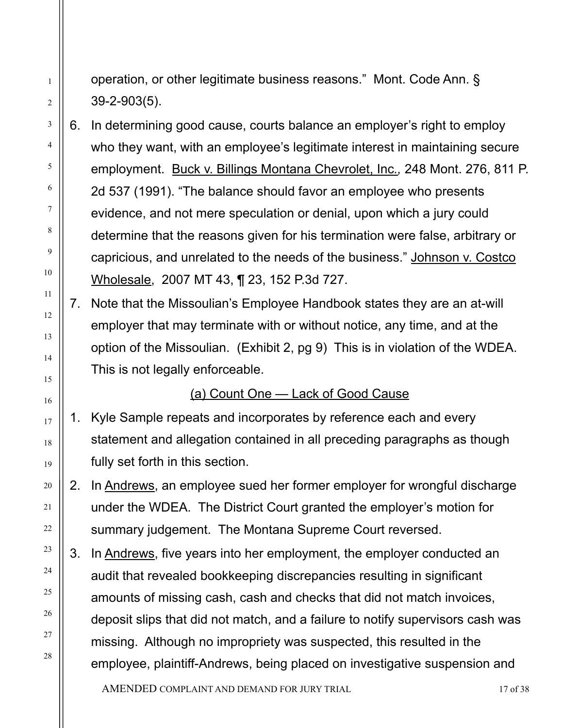operation, or other legitimate business reasons." Mont. Code Ann. § 39-2-903(5).

6. In determining good cause, courts balance an employer's right to employ who they want, with an employee's legitimate interest in maintaining secure employment. Buck v. Billings Montana Chevrolet, Inc., 248 Mont. 276, 811 P. 2d 537 (1991). "The balance should favor an employee who presents evidence, and not mere speculation or denial, upon which a jury could determine that the reasons given for his termination were false, arbitrary or capricious, and unrelated to the needs of the business." Johnson v. Costco Wholesale, 2007 MT 43, ¶ 23, 152 P.3d 727.

7. Note that the Missoulian's Employee Handbook states they are an at-will employer that may terminate with or without notice, any time, and at the option of the Missoulian. (Exhibit 2, pg 9) This is in violation of the WDEA. This is not legally enforceable.

(a) Count One — Lack of Good Cause

1. Kyle Sample repeats and incorporates by reference each and every statement and allegation contained in all preceding paragraphs as though fully set forth in this section.

2. In Andrews, an employee sued her former employer for wrongful discharge under the WDEA. The District Court granted the employer's motion for summary judgement. The Montana Supreme Court reversed.

3. In Andrews, five years into her employment, the employer conducted an audit that revealed bookkeeping discrepancies resulting in significant amounts of missing cash, cash and checks that did not match invoices, deposit slips that did not match, and a failure to notify supervisors cash was missing. Although no impropriety was suspected, this resulted in the employee, plaintiff-Andrews, being placed on investigative suspension and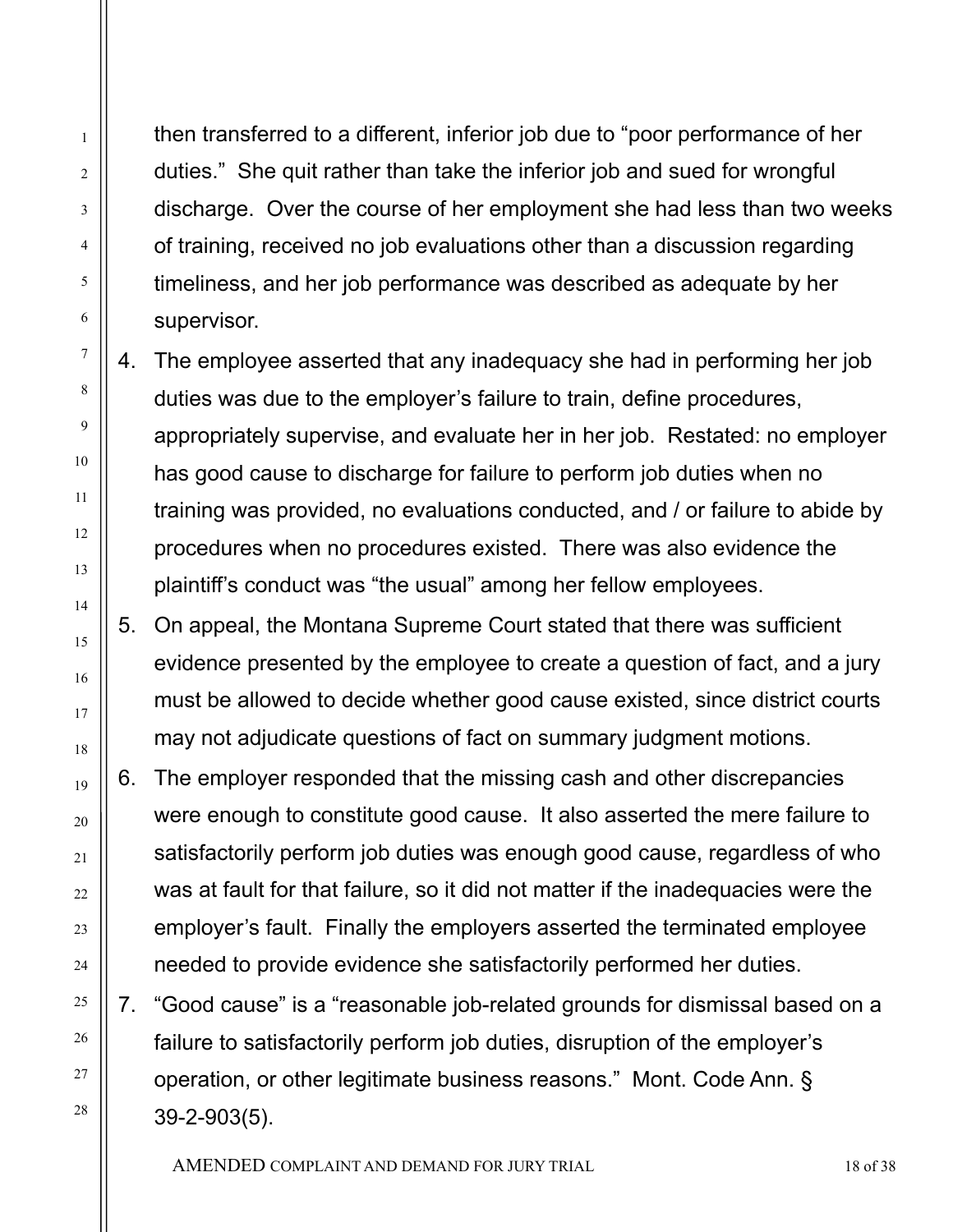then transferred to a different, inferior job due to “poor performance of her duties.” She quit rather than take the inferior job and sued for wrongful discharge. Over the course of her employment she had less than two weeks of training, received no job evaluations other than a discussion regarding timeliness, and her job performance was described as adequate by her supervisor.

4. The employee asserted that any inadequacy she had in performing her job duties was due to the employer’s failure to train, define procedures, appropriately supervise, and evaluate her in her job. Restated: no employer has good cause to discharge for failure to perform job duties when no training was provided, no evaluations conducted, and / or failure to abide by procedures when no procedures existed. There was also evidence the plaintiff’s conduct was “the usual” among her fellow employees.
5. On appeal, the Montana Supreme Court stated that there was sufficient evidence presented by the employee to create a question of fact, and a jury must be allowed to decide whether good cause existed, since district courts may not adjudicate questions of fact on summary judgment motions.
6. The employer responded that the missing cash and other discrepancies were enough to constitute good cause. It also asserted the mere failure to satisfactorily perform job duties was enough good cause, regardless of who was at fault for that failure, so it did not matter if the inadequacies were the employer’s fault. Finally the employers asserted the terminated employee needed to provide evidence she satisfactorily performed her duties.
7. “Good cause” is a “reasonable job-related grounds for dismissal based on a failure to satisfactorily perform job duties, disruption of the employer’s operation, or other legitimate business reasons.” Mont. Code Ann. § 39-2-903(5).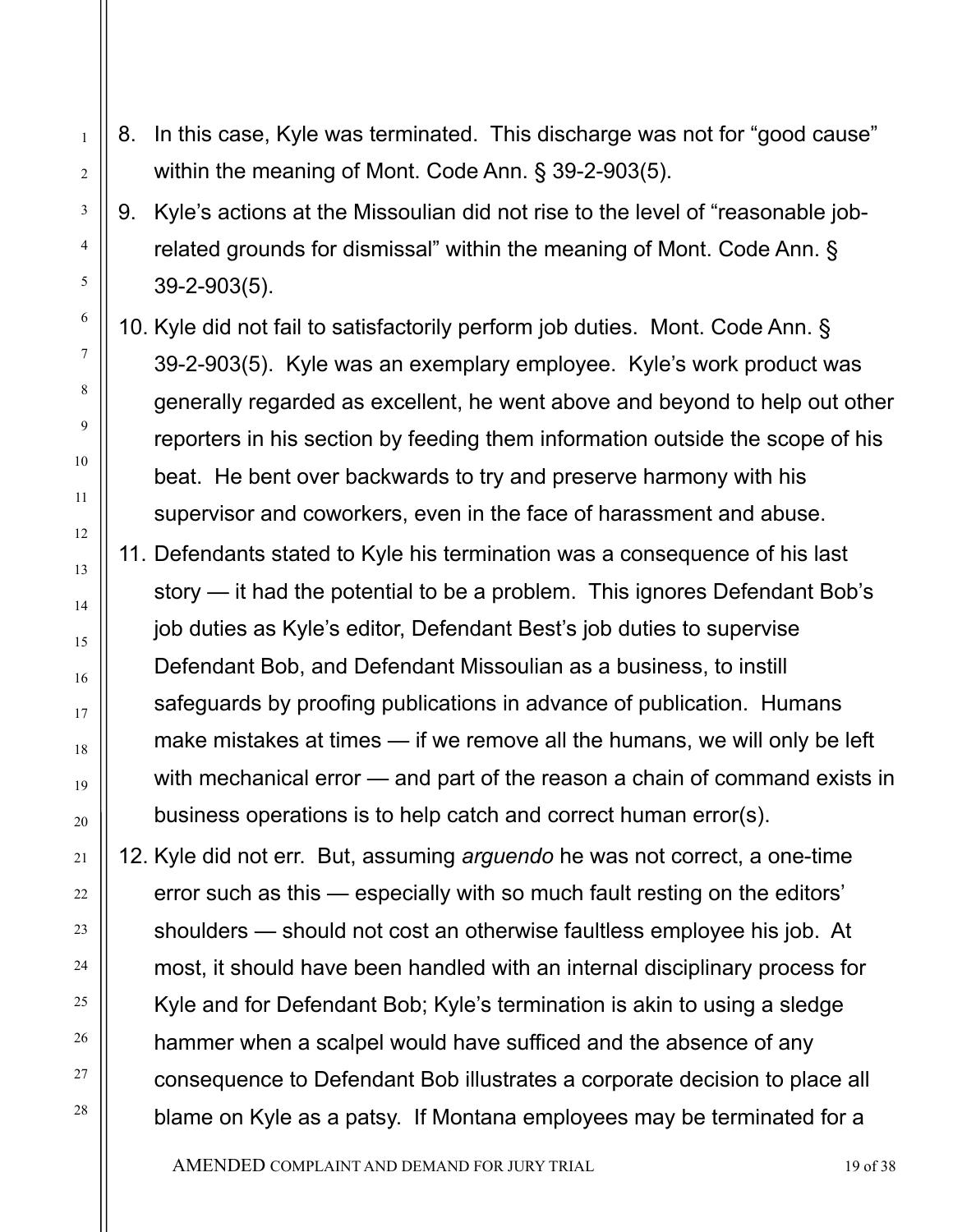8. In this case, Kyle was terminated. This discharge was not for "good cause" within the meaning of Mont. Code Ann. § 39-2-903(5).
9. Kyle's actions at the Missoulian did not rise to the level of "reasonable job-related grounds for dismissal" within the meaning of Mont. Code Ann. § 39-2-903(5).
10. Kyle did not fail to satisfactorily perform job duties. Mont. Code Ann. § 39-2-903(5). Kyle was an exemplary employee. Kyle's work product was generally regarded as excellent, he went above and beyond to help out other reporters in his section by feeding them information outside the scope of his beat. He bent over backwards to try and preserve harmony with his supervisor and coworkers, even in the face of harassment and abuse.
11. Defendants stated to Kyle his termination was a consequence of his last story — it had the potential to be a problem. This ignores Defendant Bob's job duties as Kyle's editor, Defendant Best's job duties to supervise Defendant Bob, and Defendant Missoulian as a business, to instill safeguards by proofing publications in advance of publication. Humans make mistakes at times — if we remove all the humans, we will only be left with mechanical error — and part of the reason a chain of command exists in business operations is to help catch and correct human error(s).
12. Kyle did not err. But, assuming *arguendo* he was not correct, a one-time error such as this — especially with so much fault resting on the editors' shoulders — should not cost an otherwise faultless employee his job. At most, it should have been handled with an internal disciplinary process for Kyle and for Defendant Bob; Kyle's termination is akin to using a sledge hammer when a scalpel would have sufficed and the absence of any consequence to Defendant Bob illustrates a corporate decision to place all blame on Kyle as a patsy. If Montana employees may be terminated for a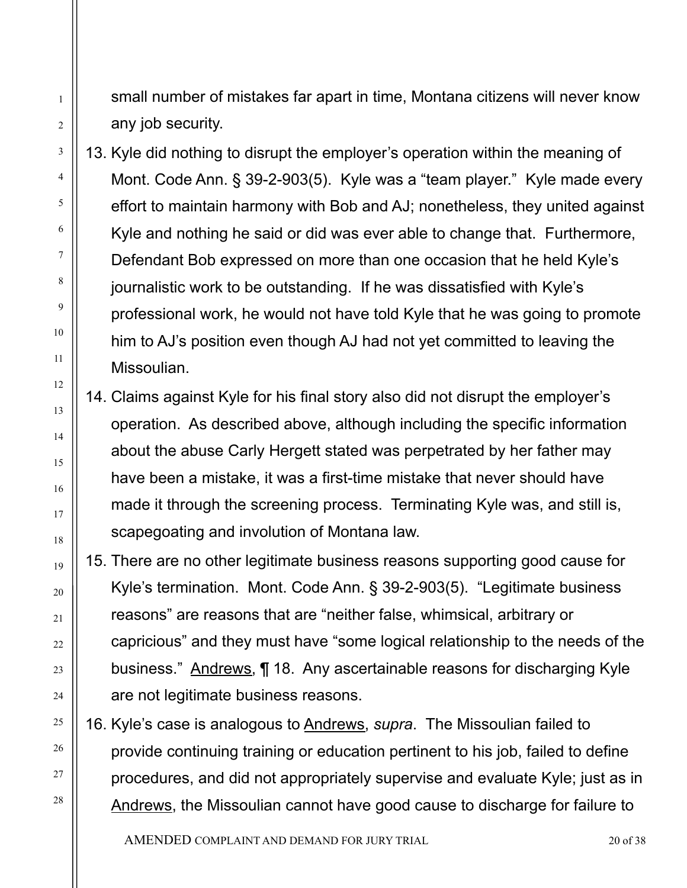small number of mistakes far apart in time, Montana citizens will never know any job security.

13. Kyle did nothing to disrupt the employer's operation within the meaning of Mont. Code Ann. § 39-2-903(5). Kyle was a "team player." Kyle made every effort to maintain harmony with Bob and AJ; nonetheless, they united against Kyle and nothing he said or did was ever able to change that. Furthermore, Defendant Bob expressed on more than one occasion that he held Kyle's journalistic work to be outstanding. If he was dissatisfied with Kyle's professional work, he would not have told Kyle that he was going to promote him to AJ's position even though AJ had not yet committed to leaving the Missoulian.
14. Claims against Kyle for his final story also did not disrupt the employer's operation. As described above, although including the specific information about the abuse Carly Hergett stated was perpetrated by her father may have been a mistake, it was a first-time mistake that never should have made it through the screening process. Terminating Kyle was, and still is, scapegoating and involution of Montana law.
15. There are no other legitimate business reasons supporting good cause for Kyle's termination. Mont. Code Ann. § 39-2-903(5). "Legitimate business reasons" are reasons that are "neither false, whimsical, arbitrary or capricious" and they must have "some logical relationship to the needs of the business." Andrews, ¶ 18. Any ascertainable reasons for discharging Kyle are not legitimate business reasons.
16. Kyle's case is analogous to Andrews, *supra*. The Missoulian failed to provide continuing training or education pertinent to his job, failed to define procedures, and did not appropriately supervise and evaluate Kyle; just as in Andrews, the Missoulian cannot have good cause to discharge for failure to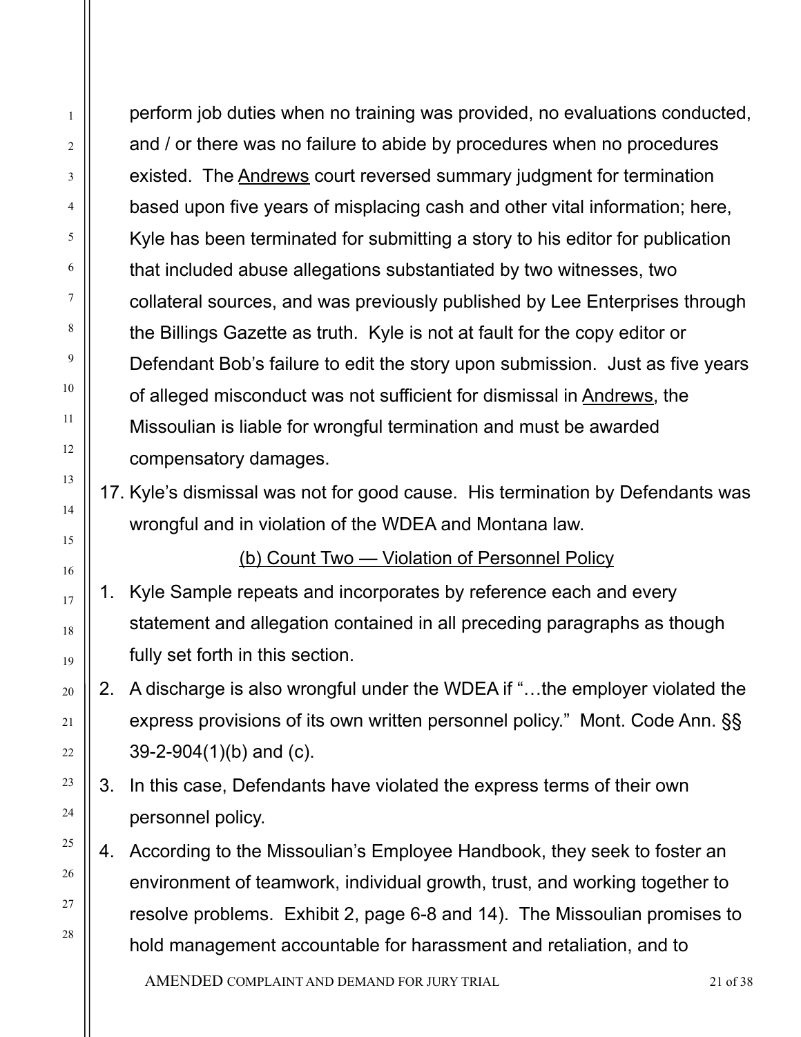perform job duties when no training was provided, no evaluations conducted, and / or there was no failure to abide by procedures when no procedures existed. The Andrews court reversed summary judgment for termination based upon five years of misplacing cash and other vital information; here, Kyle has been terminated for submitting a story to his editor for publication that included abuse allegations substantiated by two witnesses, two collateral sources, and was previously published by Lee Enterprises through the Billings Gazette as truth. Kyle is not at fault for the copy editor or Defendant Bob's failure to edit the story upon submission. Just as five years of alleged misconduct was not sufficient for dismissal in Andrews, the Missoulian is liable for wrongful termination and must be awarded compensatory damages.

17. Kyle's dismissal was not for good cause. His termination by Defendants was wrongful and in violation of the WDEA and Montana law.

(b) Count Two — Violation of Personnel Policy

1. Kyle Sample repeats and incorporates by reference each and every statement and allegation contained in all preceding paragraphs as though fully set forth in this section.
2. A discharge is also wrongful under the WDEA if "…the employer violated the express provisions of its own written personnel policy." Mont. Code Ann. §§ 39-2-904(1)(b) and (c).
3. In this case, Defendants have violated the express terms of their own personnel policy.
4. According to the Missoulian's Employee Handbook, they seek to foster an environment of teamwork, individual growth, trust, and working together to resolve problems. Exhibit 2, page 6-8 and 14). The Missoulian promises to hold management accountable for harassment and retaliation, and to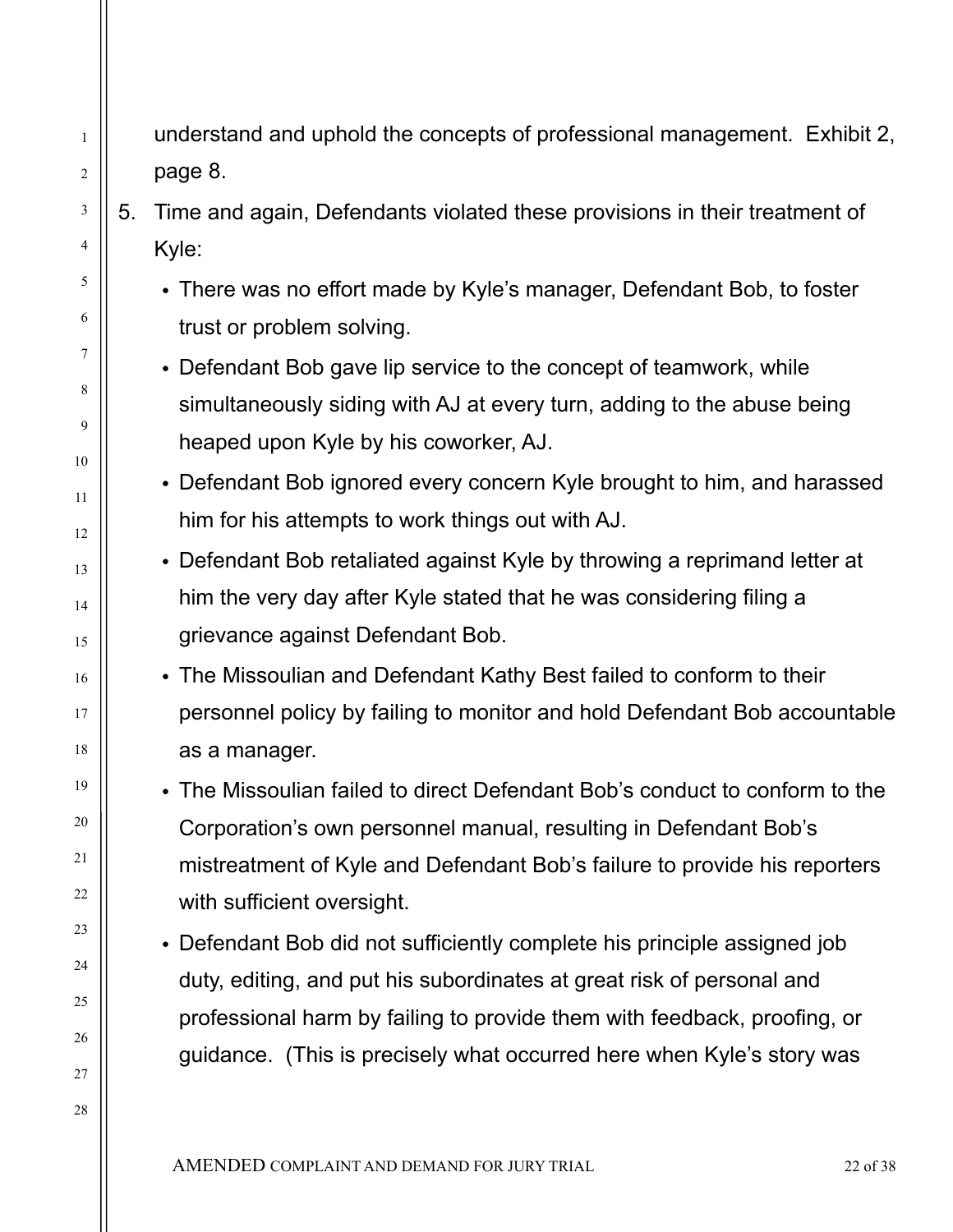understand and uphold the concepts of professional management. Exhibit 2, page 8.

5. Time and again, Defendants violated these provisions in their treatment of Kyle:
   - There was no effort made by Kyle's manager, Defendant Bob, to foster trust or problem solving.
   - Defendant Bob gave lip service to the concept of teamwork, while simultaneously siding with AJ at every turn, adding to the abuse being heaped upon Kyle by his coworker, AJ.
   - Defendant Bob ignored every concern Kyle brought to him, and harassed him for his attempts to work things out with AJ.
   - Defendant Bob retaliated against Kyle by throwing a reprimand letter at him the very day after Kyle stated that he was considering filing a grievance against Defendant Bob.
   - The Missoulian and Defendant Kathy Best failed to conform to their personnel policy by failing to monitor and hold Defendant Bob accountable as a manager.
   - The Missoulian failed to direct Defendant Bob's conduct to conform to the Corporation's own personnel manual, resulting in Defendant Bob's mistreatment of Kyle and Defendant Bob's failure to provide his reporters with sufficient oversight.
   - Defendant Bob did not sufficiently complete his principle assigned job duty, editing, and put his subordinates at great risk of personal and professional harm by failing to provide them with feedback, proofing, or guidance. (This is precisely what occurred here when Kyle's story was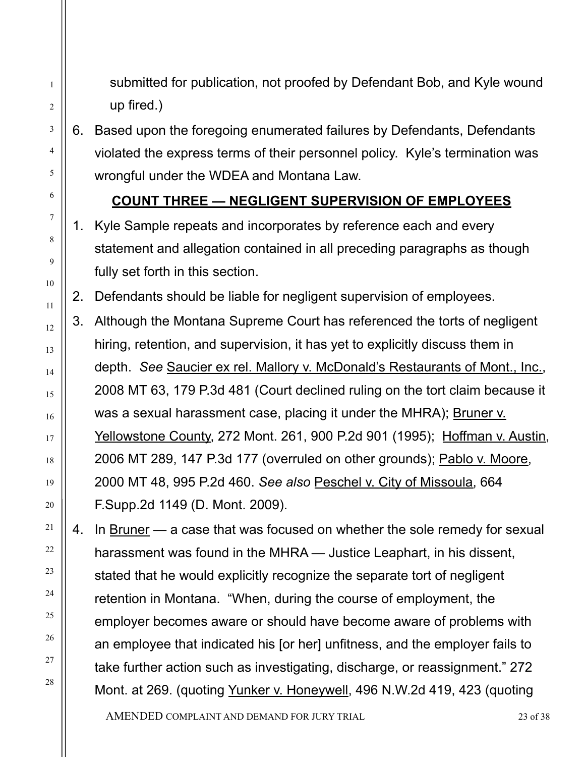submitted for publication, not proofed by Defendant Bob, and Kyle wound up fired.)

6. Based upon the foregoing enumerated failures by Defendants, Defendants violated the express terms of their personnel policy. Kyle's termination was wrongful under the WDEA and Montana Law.

## COUNT THREE — NEGLIGENT SUPERVISION OF EMPLOYEES

1. Kyle Sample repeats and incorporates by reference each and every statement and allegation contained in all preceding paragraphs as though fully set forth in this section.
2. Defendants should be liable for negligent supervision of employees.
3. Although the Montana Supreme Court has referenced the torts of negligent hiring, retention, and supervision, it has yet to explicitly discuss them in depth. *See* Saucier ex rel. Mallory v. McDonald's Restaurants of Mont., Inc., 2008 MT 63, 179 P.3d 481 (Court declined ruling on the tort claim because it was a sexual harassment case, placing it under the MHRA); Bruner v. Yellowstone County, 272 Mont. 261, 900 P.2d 901 (1995); Hoffman v. Austin, 2006 MT 289, 147 P.3d 177 (overruled on other grounds); Pablo v. Moore, 2000 MT 48, 995 P.2d 460. *See also* Peschel v. City of Missoula, 664 F.Supp.2d 1149 (D. Mont. 2009).
4. In Bruner — a case that was focused on whether the sole remedy for sexual harassment was found in the MHRA — Justice Leaphart, in his dissent, stated that he would explicitly recognize the separate tort of negligent retention in Montana. "When, during the course of employment, the employer becomes aware or should have become aware of problems with an employee that indicated his [or her] unfitness, and the employer fails to take further action such as investigating, discharge, or reassignment." 272 Mont. at 269. (quoting Yunker v. Honeywell, 496 N.W.2d 419, 423 (quoting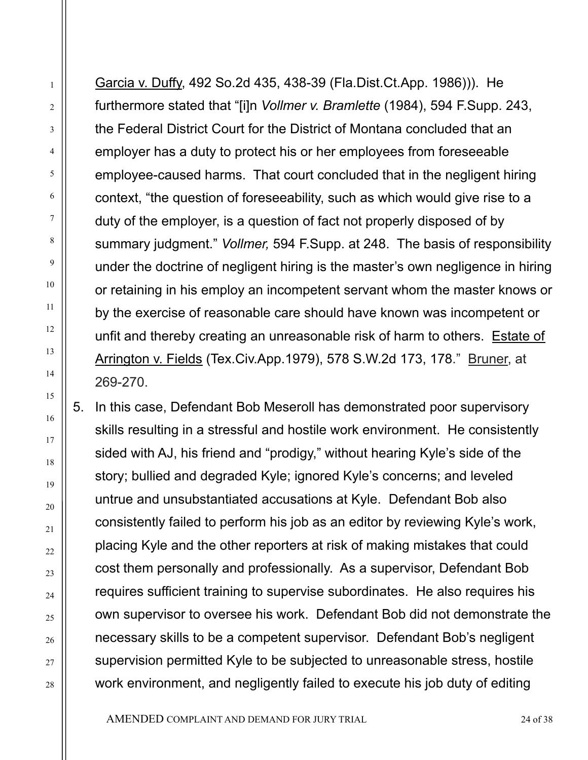Garcia v. Duffy, 492 So.2d 435, 438-39 (Fla.Dist.Ct.App. 1986))). He furthermore stated that "[i]n *Vollmer v. Bramlette* (1984), 594 F.Supp. 243, the Federal District Court for the District of Montana concluded that an employer has a duty to protect his or her employees from foreseeable employee-caused harms. That court concluded that in the negligent hiring context, "the question of foreseeability, such as which would give rise to a duty of the employer, is a question of fact not properly disposed of by summary judgment." *Vollmer,* 594 F.Supp. at 248. The basis of responsibility under the doctrine of negligent hiring is the master's own negligence in hiring or retaining in his employ an incompetent servant whom the master knows or by the exercise of reasonable care should have known was incompetent or unfit and thereby creating an unreasonable risk of harm to others. Estate of Arrington v. Fields (Tex.Civ.App.1979), 578 S.W.2d 173, 178." Bruner, at 269-270.

5. In this case, Defendant Bob Meseroll has demonstrated poor supervisory skills resulting in a stressful and hostile work environment. He consistently sided with AJ, his friend and "prodigy," without hearing Kyle's side of the story; bullied and degraded Kyle; ignored Kyle's concerns; and leveled untrue and unsubstantiated accusations at Kyle. Defendant Bob also consistently failed to perform his job as an editor by reviewing Kyle's work, placing Kyle and the other reporters at risk of making mistakes that could cost them personally and professionally. As a supervisor, Defendant Bob requires sufficient training to supervise subordinates. He also requires his own supervisor to oversee his work. Defendant Bob did not demonstrate the necessary skills to be a competent supervisor. Defendant Bob's negligent supervision permitted Kyle to be subjected to unreasonable stress, hostile work environment, and negligently failed to execute his job duty of editing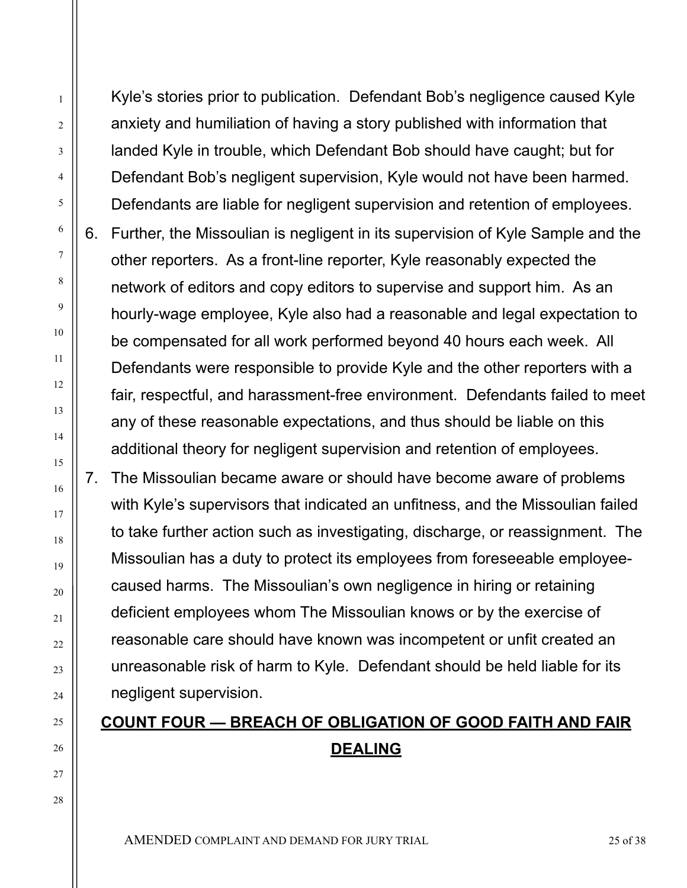Kyle's stories prior to publication. Defendant Bob's negligence caused Kyle anxiety and humiliation of having a story published with information that landed Kyle in trouble, which Defendant Bob should have caught; but for Defendant Bob's negligent supervision, Kyle would not have been harmed. Defendants are liable for negligent supervision and retention of employees.

6. Further, the Missoulian is negligent in its supervision of Kyle Sample and the other reporters. As a front-line reporter, Kyle reasonably expected the network of editors and copy editors to supervise and support him. As an hourly-wage employee, Kyle also had a reasonable and legal expectation to be compensated for all work performed beyond 40 hours each week. All Defendants were responsible to provide Kyle and the other reporters with a fair, respectful, and harassment-free environment. Defendants failed to meet any of these reasonable expectations, and thus should be liable on this additional theory for negligent supervision and retention of employees.
7. The Missoulian became aware or should have become aware of problems with Kyle's supervisors that indicated an unfitness, and the Missoulian failed to take further action such as investigating, discharge, or reassignment. The Missoulian has a duty to protect its employees from foreseeable employee-caused harms. The Missoulian's own negligence in hiring or retaining deficient employees whom The Missoulian knows or by the exercise of reasonable care should have known was incompetent or unfit created an unreasonable risk of harm to Kyle. Defendant should be held liable for its negligent supervision.

## COUNT FOUR — BREACH OF OBLIGATION OF GOOD FAITH AND FAIR DEALING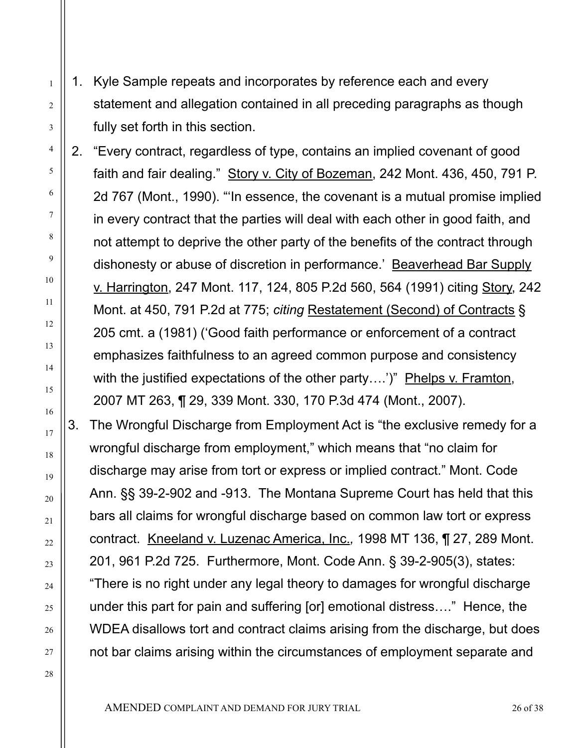1. Kyle Sample repeats and incorporates by reference each and every statement and allegation contained in all preceding paragraphs as though fully set forth in this section.
2. “Every contract, regardless of type, contains an implied covenant of good faith and fair dealing.” Story v. City of Bozeman, 242 Mont. 436, 450, 791 P. 2d 767 (Mont., 1990). “‘In essence, the covenant is a mutual promise implied in every contract that the parties will deal with each other in good faith, and not attempt to deprive the other party of the benefits of the contract through dishonesty or abuse of discretion in performance.’ Beaverhead Bar Supply v. Harrington, 247 Mont. 117, 124, 805 P.2d 560, 564 (1991) citing Story, 242 Mont. at 450, 791 P.2d at 775; *citing* Restatement (Second) of Contracts § 205 cmt. a (1981) (‘Good faith performance or enforcement of a contract emphasizes faithfulness to an agreed common purpose and consistency with the justified expectations of the other party….’)” Phelps v. Framton, 2007 MT 263, ¶ 29, 339 Mont. 330, 170 P.3d 474 (Mont., 2007).
3. The Wrongful Discharge from Employment Act is “the exclusive remedy for a wrongful discharge from employment,” which means that “no claim for discharge may arise from tort or express or implied contract.” Mont. Code Ann. §§ 39-2-902 and -913. The Montana Supreme Court has held that this bars all claims for wrongful discharge based on common law tort or express contract. Kneeland v. Luzenac America, Inc.*,* 1998 MT 136, ¶ 27, 289 Mont. 201, 961 P.2d 725. Furthermore, Mont. Code Ann. § 39-2-905(3), states: “There is no right under any legal theory to damages for wrongful discharge under this part for pain and suffering [or] emotional distress….” Hence, the WDEA disallows tort and contract claims arising from the discharge, but does not bar claims arising within the circumstances of employment separate and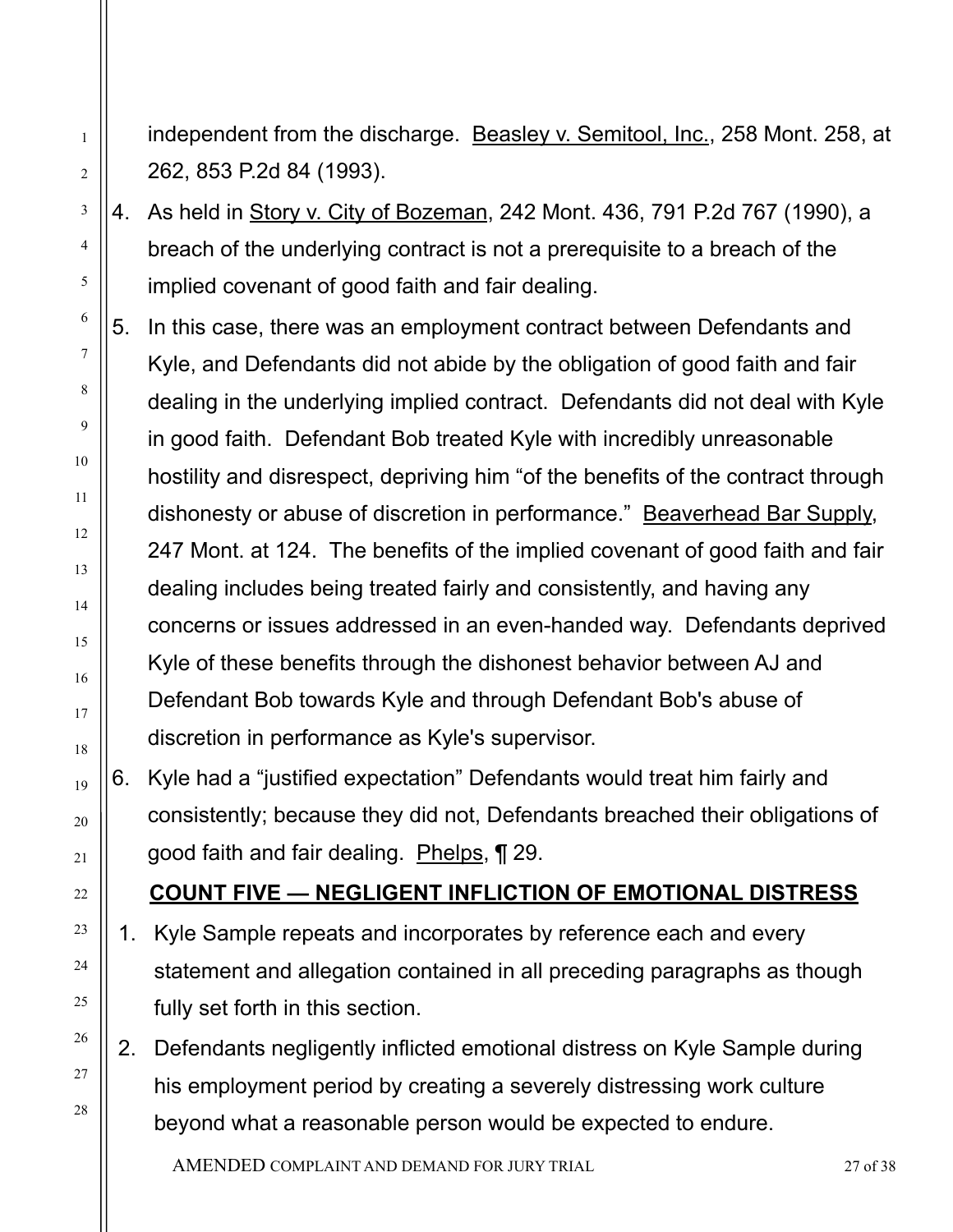independent from the discharge. Beasley v. Semitool, Inc., 258 Mont. 258, at 262, 853 P.2d 84 (1993).

4. As held in Story v. City of Bozeman, 242 Mont. 436, 791 P.2d 767 (1990), a breach of the underlying contract is not a prerequisite to a breach of the implied covenant of good faith and fair dealing.
5. In this case, there was an employment contract between Defendants and Kyle, and Defendants did not abide by the obligation of good faith and fair dealing in the underlying implied contract. Defendants did not deal with Kyle in good faith. Defendant Bob treated Kyle with incredibly unreasonable hostility and disrespect, depriving him "of the benefits of the contract through dishonesty or abuse of discretion in performance." Beaverhead Bar Supply, 247 Mont. at 124. The benefits of the implied covenant of good faith and fair dealing includes being treated fairly and consistently, and having any concerns or issues addressed in an even-handed way. Defendants deprived Kyle of these benefits through the dishonest behavior between AJ and Defendant Bob towards Kyle and through Defendant Bob's abuse of discretion in performance as Kyle's supervisor.
6. Kyle had a "justified expectation" Defendants would treat him fairly and consistently; because they did not, Defendants breached their obligations of good faith and fair dealing. Phelps, ¶ 29.

## COUNT FIVE — NEGLIGENT INFLICTION OF EMOTIONAL DISTRESS

1. Kyle Sample repeats and incorporates by reference each and every statement and allegation contained in all preceding paragraphs as though fully set forth in this section.
2. Defendants negligently inflicted emotional distress on Kyle Sample during his employment period by creating a severely distressing work culture beyond what a reasonable person would be expected to endure.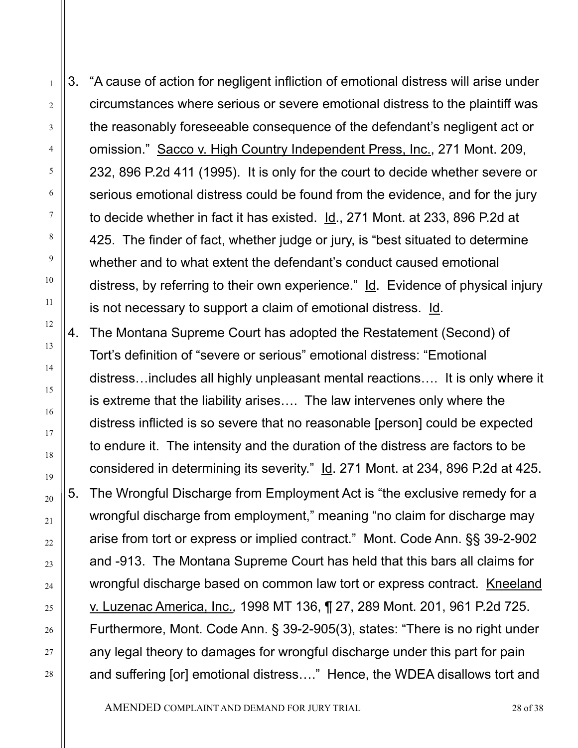3. "A cause of action for negligent infliction of emotional distress will arise under circumstances where serious or severe emotional distress to the plaintiff was the reasonably foreseeable consequence of the defendant's negligent act or omission." Sacco v. High Country Independent Press, Inc., 271 Mont. 209, 232, 896 P.2d 411 (1995). It is only for the court to decide whether severe or serious emotional distress could be found from the evidence, and for the jury to decide whether in fact it has existed. Id., 271 Mont. at 233, 896 P.2d at 425. The finder of fact, whether judge or jury, is "best situated to determine whether and to what extent the defendant's conduct caused emotional distress, by referring to their own experience." Id. Evidence of physical injury is not necessary to support a claim of emotional distress. Id.
4. The Montana Supreme Court has adopted the Restatement (Second) of Tort's definition of "severe or serious" emotional distress: "Emotional distress…includes all highly unpleasant mental reactions…. It is only where it is extreme that the liability arises…. The law intervenes only where the distress inflicted is so severe that no reasonable [person] could be expected to endure it. The intensity and the duration of the distress are factors to be considered in determining its severity." Id. 271 Mont. at 234, 896 P.2d at 425.
5. The Wrongful Discharge from Employment Act is "the exclusive remedy for a wrongful discharge from employment," meaning "no claim for discharge may arise from tort or express or implied contract." Mont. Code Ann. §§ 39-2-902 and -913. The Montana Supreme Court has held that this bars all claims for wrongful discharge based on common law tort or express contract. Kneeland v. Luzenac America, Inc., 1998 MT 136, ¶ 27, 289 Mont. 201, 961 P.2d 725. Furthermore, Mont. Code Ann. § 39-2-905(3), states: "There is no right under any legal theory to damages for wrongful discharge under this part for pain and suffering [or] emotional distress…." Hence, the WDEA disallows tort and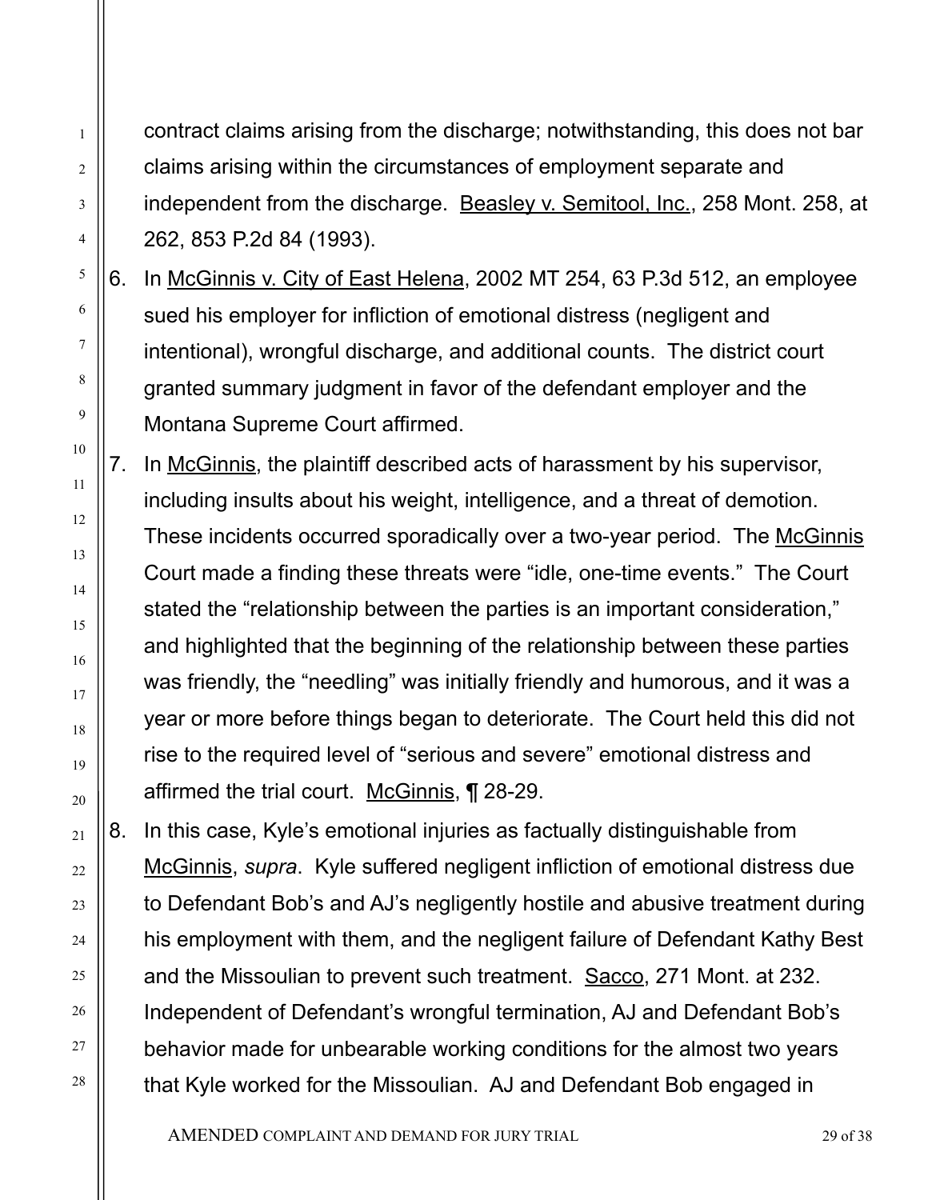contract claims arising from the discharge; notwithstanding, this does not bar claims arising within the circumstances of employment separate and independent from the discharge. Beasley v. Semitool, Inc., 258 Mont. 258, at 262, 853 P.2d 84 (1993).

6. In McGinnis v. City of East Helena, 2002 MT 254, 63 P.3d 512, an employee sued his employer for infliction of emotional distress (negligent and intentional), wrongful discharge, and additional counts. The district court granted summary judgment in favor of the defendant employer and the Montana Supreme Court affirmed.

7. In McGinnis, the plaintiff described acts of harassment by his supervisor, including insults about his weight, intelligence, and a threat of demotion. These incidents occurred sporadically over a two-year period. The McGinnis Court made a finding these threats were "idle, one-time events." The Court stated the "relationship between the parties is an important consideration," and highlighted that the beginning of the relationship between these parties was friendly, the "needling" was initially friendly and humorous, and it was a year or more before things began to deteriorate. The Court held this did not rise to the required level of "serious and severe" emotional distress and affirmed the trial court. McGinnis, ¶ 28-29.

8. In this case, Kyle's emotional injuries as factually distinguishable from McGinnis, *supra*. Kyle suffered negligent infliction of emotional distress due to Defendant Bob's and AJ's negligently hostile and abusive treatment during his employment with them, and the negligent failure of Defendant Kathy Best and the Missoulian to prevent such treatment. Sacco, 271 Mont. at 232. Independent of Defendant's wrongful termination, AJ and Defendant Bob's behavior made for unbearable working conditions for the almost two years that Kyle worked for the Missoulian. AJ and Defendant Bob engaged in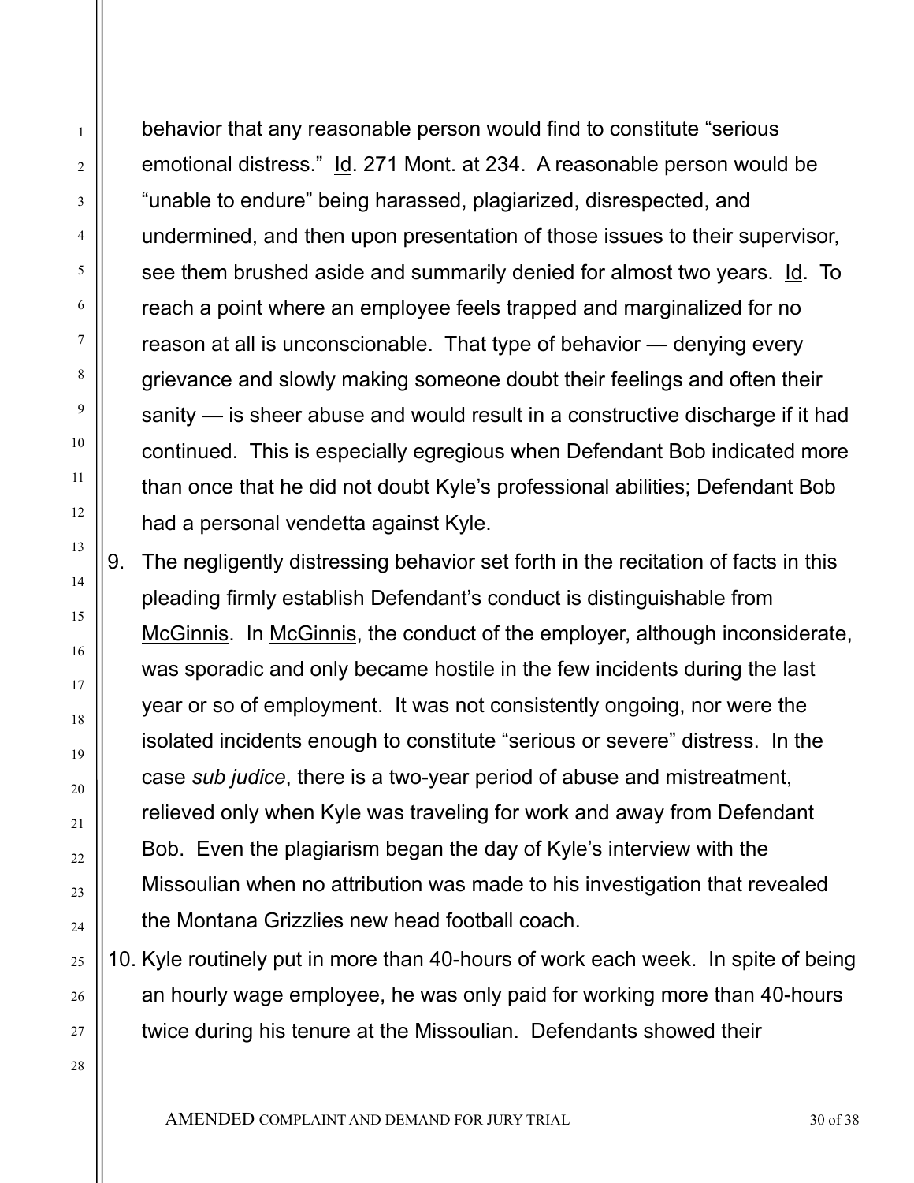behavior that any reasonable person would find to constitute "serious emotional distress." Id. 271 Mont. at 234. A reasonable person would be "unable to endure" being harassed, plagiarized, disrespected, and undermined, and then upon presentation of those issues to their supervisor, see them brushed aside and summarily denied for almost two years. Id. To reach a point where an employee feels trapped and marginalized for no reason at all is unconscionable. That type of behavior — denying every grievance and slowly making someone doubt their feelings and often their sanity — is sheer abuse and would result in a constructive discharge if it had continued. This is especially egregious when Defendant Bob indicated more than once that he did not doubt Kyle's professional abilities; Defendant Bob had a personal vendetta against Kyle.

9. The negligently distressing behavior set forth in the recitation of facts in this pleading firmly establish Defendant's conduct is distinguishable from McGinnis. In McGinnis, the conduct of the employer, although inconsiderate, was sporadic and only became hostile in the few incidents during the last year or so of employment. It was not consistently ongoing, nor were the isolated incidents enough to constitute "serious or severe" distress. In the case *sub judice*, there is a two-year period of abuse and mistreatment, relieved only when Kyle was traveling for work and away from Defendant Bob. Even the plagiarism began the day of Kyle's interview with the Missoulian when no attribution was made to his investigation that revealed the Montana Grizzlies new head football coach.

10. Kyle routinely put in more than 40-hours of work each week. In spite of being an hourly wage employee, he was only paid for working more than 40-hours twice during his tenure at the Missoulian. Defendants showed their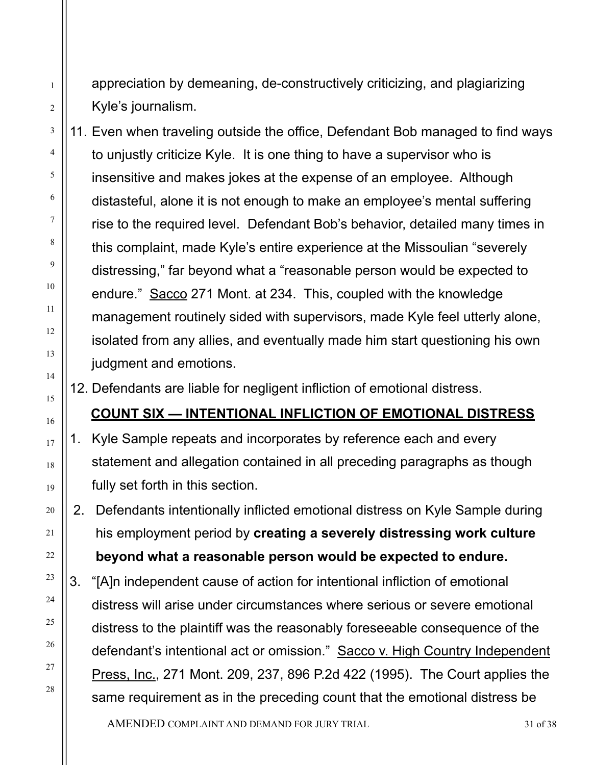appreciation by demeaning, de-constructively criticizing, and plagiarizing Kyle's journalism.

11. Even when traveling outside the office, Defendant Bob managed to find ways to unjustly criticize Kyle. It is one thing to have a supervisor who is insensitive and makes jokes at the expense of an employee. Although distasteful, alone it is not enough to make an employee's mental suffering rise to the required level. Defendant Bob's behavior, detailed many times in this complaint, made Kyle's entire experience at the Missoulian "severely distressing," far beyond what a "reasonable person would be expected to endure." Sacco 271 Mont. at 234. This, coupled with the knowledge management routinely sided with supervisors, made Kyle feel utterly alone, isolated from any allies, and eventually made him start questioning his own judgment and emotions.
12. Defendants are liable for negligent infliction of emotional distress.

## COUNT SIX — INTENTIONAL INFLICTION OF EMOTIONAL DISTRESS

1. Kyle Sample repeats and incorporates by reference each and every statement and allegation contained in all preceding paragraphs as though fully set forth in this section.
2. Defendants intentionally inflicted emotional distress on Kyle Sample during his employment period by **creating a severely distressing work culture beyond what a reasonable person would be expected to endure.**
3. "[A]n independent cause of action for intentional infliction of emotional distress will arise under circumstances where serious or severe emotional distress to the plaintiff was the reasonably foreseeable consequence of the defendant's intentional act or omission." Sacco v. High Country Independent Press, Inc., 271 Mont. 209, 237, 896 P.2d 422 (1995). The Court applies the same requirement as in the preceding count that the emotional distress be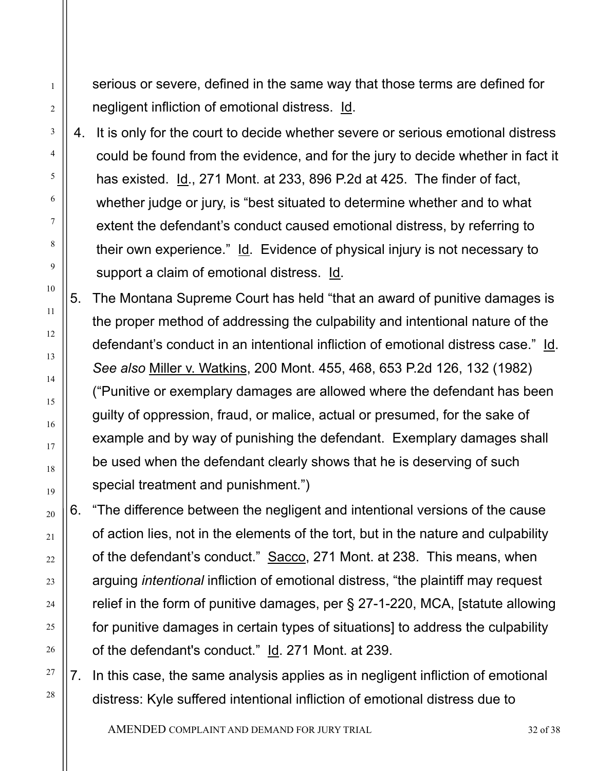serious or severe, defined in the same way that those terms are defined for negligent infliction of emotional distress. Id.

4. It is only for the court to decide whether severe or serious emotional distress could be found from the evidence, and for the jury to decide whether in fact it has existed. Id., 271 Mont. at 233, 896 P.2d at 425. The finder of fact, whether judge or jury, is "best situated to determine whether and to what extent the defendant's conduct caused emotional distress, by referring to their own experience." Id. Evidence of physical injury is not necessary to support a claim of emotional distress. Id.

5. The Montana Supreme Court has held "that an award of punitive damages is the proper method of addressing the culpability and intentional nature of the defendant's conduct in an intentional infliction of emotional distress case." Id. *See also* Miller v. Watkins, 200 Mont. 455, 468, 653 P.2d 126, 132 (1982) ("Punitive or exemplary damages are allowed where the defendant has been guilty of oppression, fraud, or malice, actual or presumed, for the sake of example and by way of punishing the defendant. Exemplary damages shall be used when the defendant clearly shows that he is deserving of such special treatment and punishment.")

6. "The difference between the negligent and intentional versions of the cause of action lies, not in the elements of the tort, but in the nature and culpability of the defendant's conduct." Sacco, 271 Mont. at 238. This means, when arguing *intentional* infliction of emotional distress, "the plaintiff may request relief in the form of punitive damages, per § 27-1-220, MCA, [statute allowing for punitive damages in certain types of situations] to address the culpability of the defendant's conduct." Id. 271 Mont. at 239.

7. In this case, the same analysis applies as in negligent infliction of emotional distress: Kyle suffered intentional infliction of emotional distress due to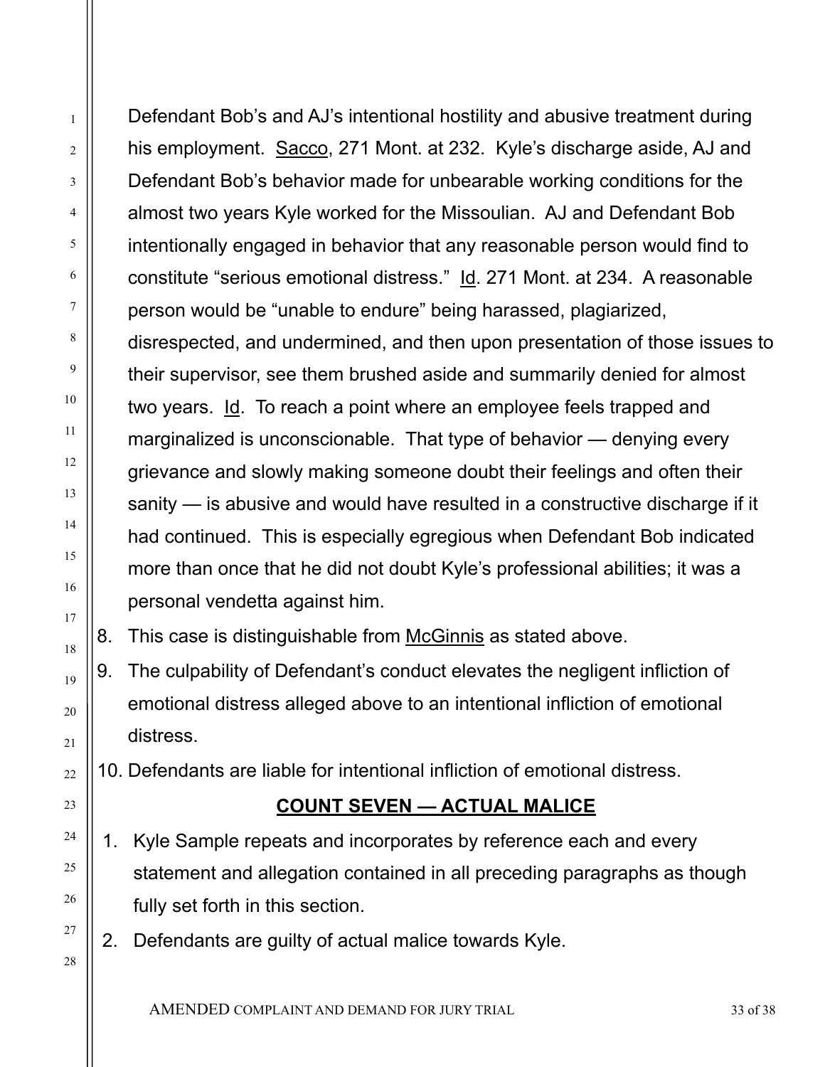Defendant Bob's and AJ's intentional hostility and abusive treatment during his employment. Sacco, 271 Mont. at 232. Kyle's discharge aside, AJ and Defendant Bob's behavior made for unbearable working conditions for the almost two years Kyle worked for the Missoulian. AJ and Defendant Bob intentionally engaged in behavior that any reasonable person would find to constitute "serious emotional distress." Id. 271 Mont. at 234. A reasonable person would be "unable to endure" being harassed, plagiarized, disrespected, and undermined, and then upon presentation of those issues to their supervisor, see them brushed aside and summarily denied for almost two years. Id. To reach a point where an employee feels trapped and marginalized is unconscionable. That type of behavior — denying every grievance and slowly making someone doubt their feelings and often their sanity — is abusive and would have resulted in a constructive discharge if it had continued. This is especially egregious when Defendant Bob indicated more than once that he did not doubt Kyle's professional abilities; it was a personal vendetta against him.

8. This case is distinguishable from McGinnis as stated above.
9. The culpability of Defendant's conduct elevates the negligent infliction of emotional distress alleged above to an intentional infliction of emotional distress.
10. Defendants are liable for intentional infliction of emotional distress.

## COUNT SEVEN — ACTUAL MALICE

1. Kyle Sample repeats and incorporates by reference each and every statement and allegation contained in all preceding paragraphs as though fully set forth in this section.
2. Defendants are guilty of actual malice towards Kyle.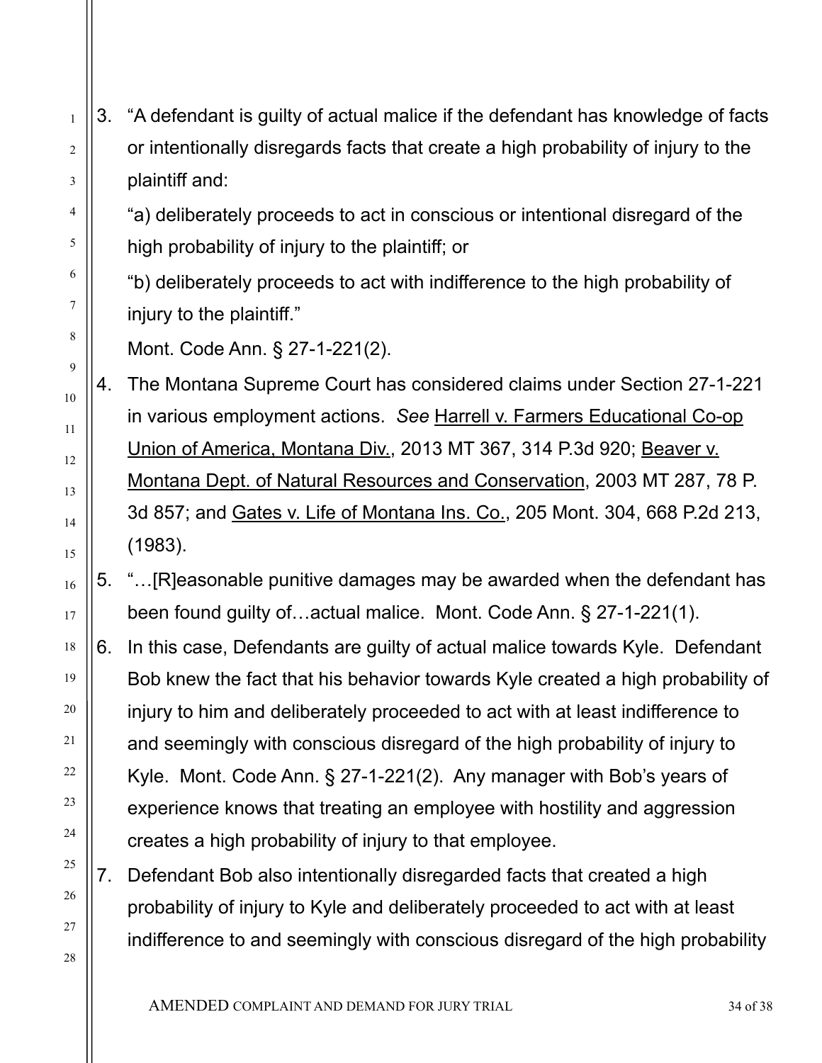3. "A defendant is guilty of actual malice if the defendant has knowledge of facts or intentionally disregards facts that create a high probability of injury to the plaintiff and:

   "a) deliberately proceeds to act in conscious or intentional disregard of the high probability of injury to the plaintiff; or

   "b) deliberately proceeds to act with indifference to the high probability of injury to the plaintiff."

   Mont. Code Ann. § 27-1-221(2).

4. The Montana Supreme Court has considered claims under Section 27-1-221 in various employment actions. *See* Harrell v. Farmers Educational Co-op Union of America, Montana Div., 2013 MT 367, 314 P.3d 920; Beaver v. Montana Dept. of Natural Resources and Conservation, 2003 MT 287, 78 P. 3d 857; and Gates v. Life of Montana Ins. Co., 205 Mont. 304, 668 P.2d 213, (1983).

5. "…[R]easonable punitive damages may be awarded when the defendant has been found guilty of…actual malice. Mont. Code Ann. § 27-1-221(1).

6. In this case, Defendants are guilty of actual malice towards Kyle. Defendant Bob knew the fact that his behavior towards Kyle created a high probability of injury to him and deliberately proceeded to act with at least indifference to and seemingly with conscious disregard of the high probability of injury to Kyle. Mont. Code Ann. § 27-1-221(2). Any manager with Bob's years of experience knows that treating an employee with hostility and aggression creates a high probability of injury to that employee.

7. Defendant Bob also intentionally disregarded facts that created a high probability of injury to Kyle and deliberately proceeded to act with at least indifference to and seemingly with conscious disregard of the high probability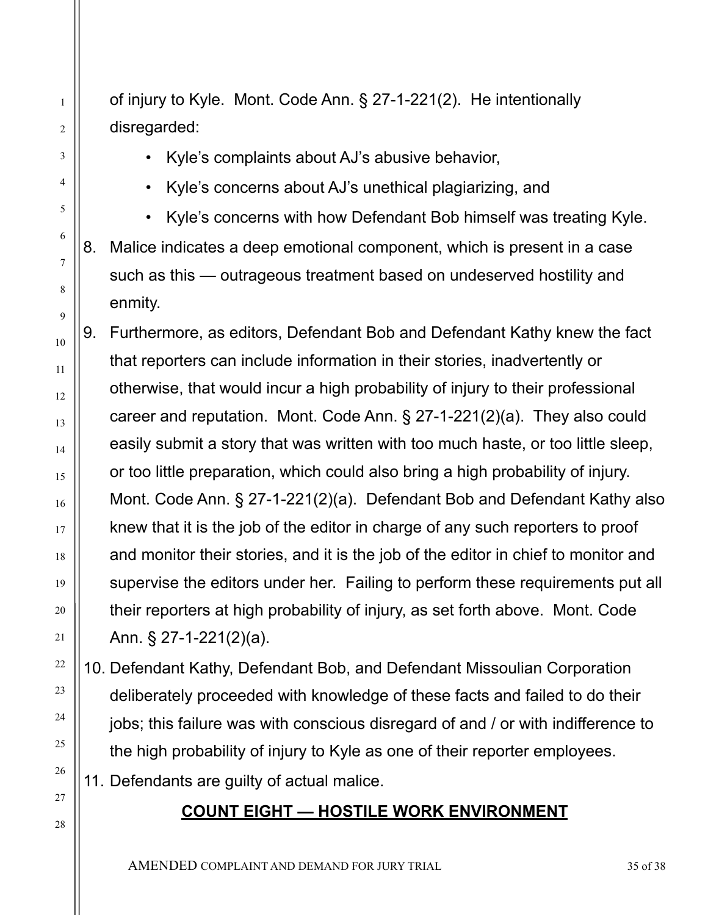of injury to Kyle. Mont. Code Ann. § 27-1-221(2). He intentionally disregarded:

- Kyle's complaints about AJ's abusive behavior,
- Kyle's concerns about AJ's unethical plagiarizing, and
- Kyle's concerns with how Defendant Bob himself was treating Kyle.

8. Malice indicates a deep emotional component, which is present in a case such as this — outrageous treatment based on undeserved hostility and enmity.
9. Furthermore, as editors, Defendant Bob and Defendant Kathy knew the fact that reporters can include information in their stories, inadvertently or otherwise, that would incur a high probability of injury to their professional career and reputation. Mont. Code Ann. § 27-1-221(2)(a). They also could easily submit a story that was written with too much haste, or too little sleep, or too little preparation, which could also bring a high probability of injury. Mont. Code Ann. § 27-1-221(2)(a). Defendant Bob and Defendant Kathy also knew that it is the job of the editor in charge of any such reporters to proof and monitor their stories, and it is the job of the editor in chief to monitor and supervise the editors under her. Failing to perform these requirements put all their reporters at high probability of injury, as set forth above. Mont. Code Ann. § 27-1-221(2)(a).
10. Defendant Kathy, Defendant Bob, and Defendant Missoulian Corporation deliberately proceeded with knowledge of these facts and failed to do their jobs; this failure was with conscious disregard of and / or with indifference to the high probability of injury to Kyle as one of their reporter employees.
11. Defendants are guilty of actual malice.

## COUNT EIGHT — HOSTILE WORK ENVIRONMENT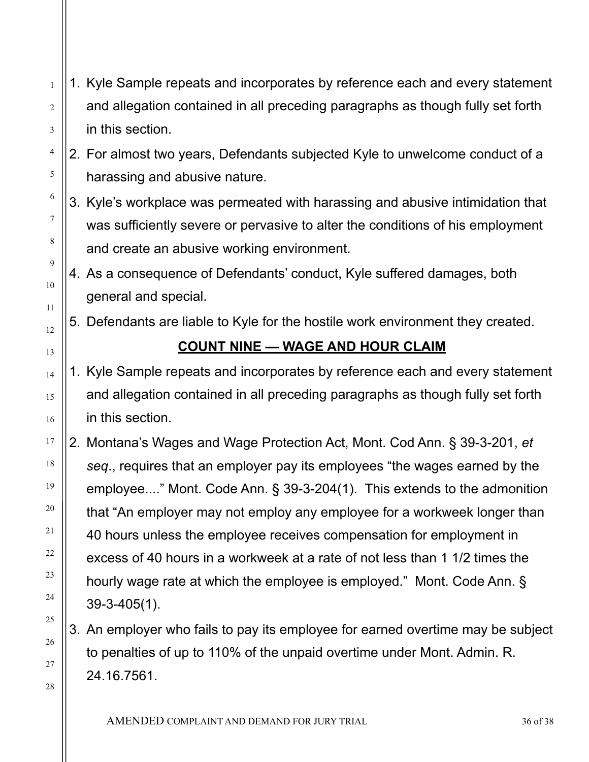1. Kyle Sample repeats and incorporates by reference each and every statement and allegation contained in all preceding paragraphs as though fully set forth in this section.
2. For almost two years, Defendants subjected Kyle to unwelcome conduct of a harassing and abusive nature.
3. Kyle's workplace was permeated with harassing and abusive intimidation that was sufficiently severe or pervasive to alter the conditions of his employment and create an abusive working environment.
4. As a consequence of Defendants' conduct, Kyle suffered damages, both general and special.
5. Defendants are liable to Kyle for the hostile work environment they created.

## COUNT NINE — WAGE AND HOUR CLAIM

1. Kyle Sample repeats and incorporates by reference each and every statement and allegation contained in all preceding paragraphs as though fully set forth in this section.
2. Montana's Wages and Wage Protection Act, Mont. Cod Ann. § 39-3-201, *et seq*., requires that an employer pay its employees "the wages earned by the employee...." Mont. Code Ann. § 39-3-204(1). This extends to the admonition that "An employer may not employ any employee for a workweek longer than 40 hours unless the employee receives compensation for employment in excess of 40 hours in a workweek at a rate of not less than 1 1/2 times the hourly wage rate at which the employee is employed." Mont. Code Ann. § 39-3-405(1).
3. An employer who fails to pay its employee for earned overtime may be subject to penalties of up to 110% of the unpaid overtime under Mont. Admin. R. 24.16.7561.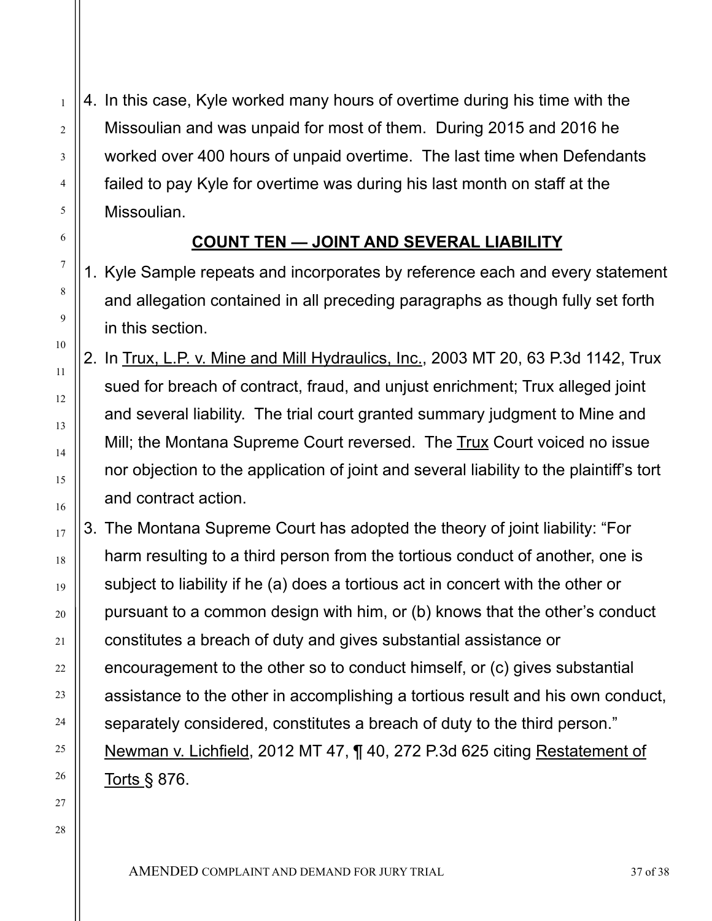4. In this case, Kyle worked many hours of overtime during his time with the Missoulian and was unpaid for most of them. During 2015 and 2016 he worked over 400 hours of unpaid overtime. The last time when Defendants failed to pay Kyle for overtime was during his last month on staff at the Missoulian.

## COUNT TEN — JOINT AND SEVERAL LIABILITY

1. Kyle Sample repeats and incorporates by reference each and every statement and allegation contained in all preceding paragraphs as though fully set forth in this section.
2. In Trux, L.P. v. Mine and Mill Hydraulics, Inc., 2003 MT 20, 63 P.3d 1142, Trux sued for breach of contract, fraud, and unjust enrichment; Trux alleged joint and several liability. The trial court granted summary judgment to Mine and Mill; the Montana Supreme Court reversed. The Trux Court voiced no issue nor objection to the application of joint and several liability to the plaintiff's tort and contract action.
3. The Montana Supreme Court has adopted the theory of joint liability: "For harm resulting to a third person from the tortious conduct of another, one is subject to liability if he (a) does a tortious act in concert with the other or pursuant to a common design with him, or (b) knows that the other's conduct constitutes a breach of duty and gives substantial assistance or encouragement to the other so to conduct himself, or (c) gives substantial assistance to the other in accomplishing a tortious result and his own conduct, separately considered, constitutes a breach of duty to the third person." Newman v. Lichfield, 2012 MT 47, ¶ 40, 272 P.3d 625 citing Restatement of Torts § 876.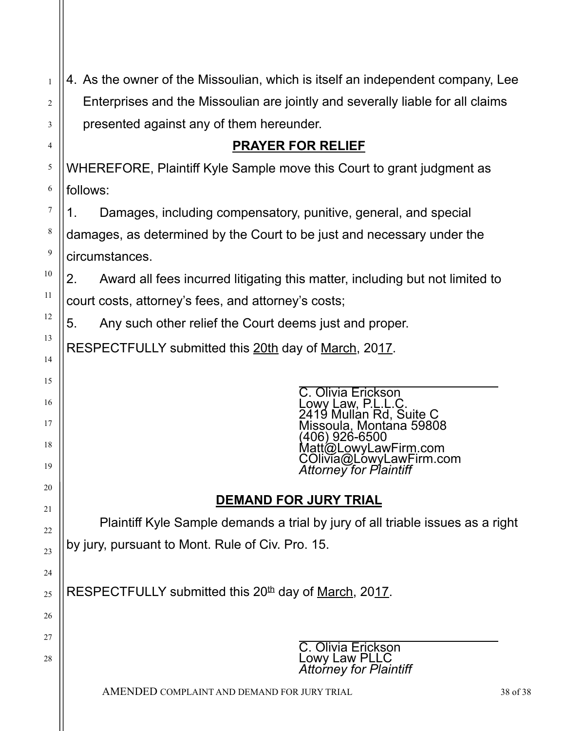4. As the owner of the Missoulian, which is itself an independent company, Lee Enterprises and the Missoulian are jointly and severally liable for all claims presented against any of them hereunder.

## PRAYER FOR RELIEF

WHEREFORE, Plaintiff Kyle Sample move this Court to grant judgment as follows:

1. Damages, including compensatory, punitive, general, and special damages, as determined by the Court to be just and necessary under the circumstances.

2. Award all fees incurred litigating this matter, including but not limited to court costs, attorney's fees, and attorney's costs;

5. Any such other relief the Court deems just and proper.

RESPECTFULLY submitted this 20th day of March, 2017.

C. Olivia Erickson
Lowy Law, P.L.L.C.
2419 Mullan Rd, Suite C
Missoula, Montana 59808
(406) 926-6500
Matt@LowyLawFirm.com
COlivia@LowyLawFirm.com
*Attorney for Plaintiff*

## DEMAND FOR JURY TRIAL

Plaintiff Kyle Sample demands a trial by jury of all triable issues as a right by jury, pursuant to Mont. Rule of Civ. Pro. 15.

RESPECTFULLY submitted this 20th day of March, 2017.

C. Olivia Erickson
Lowy Law PLLC
*Attorney for Plaintiff*